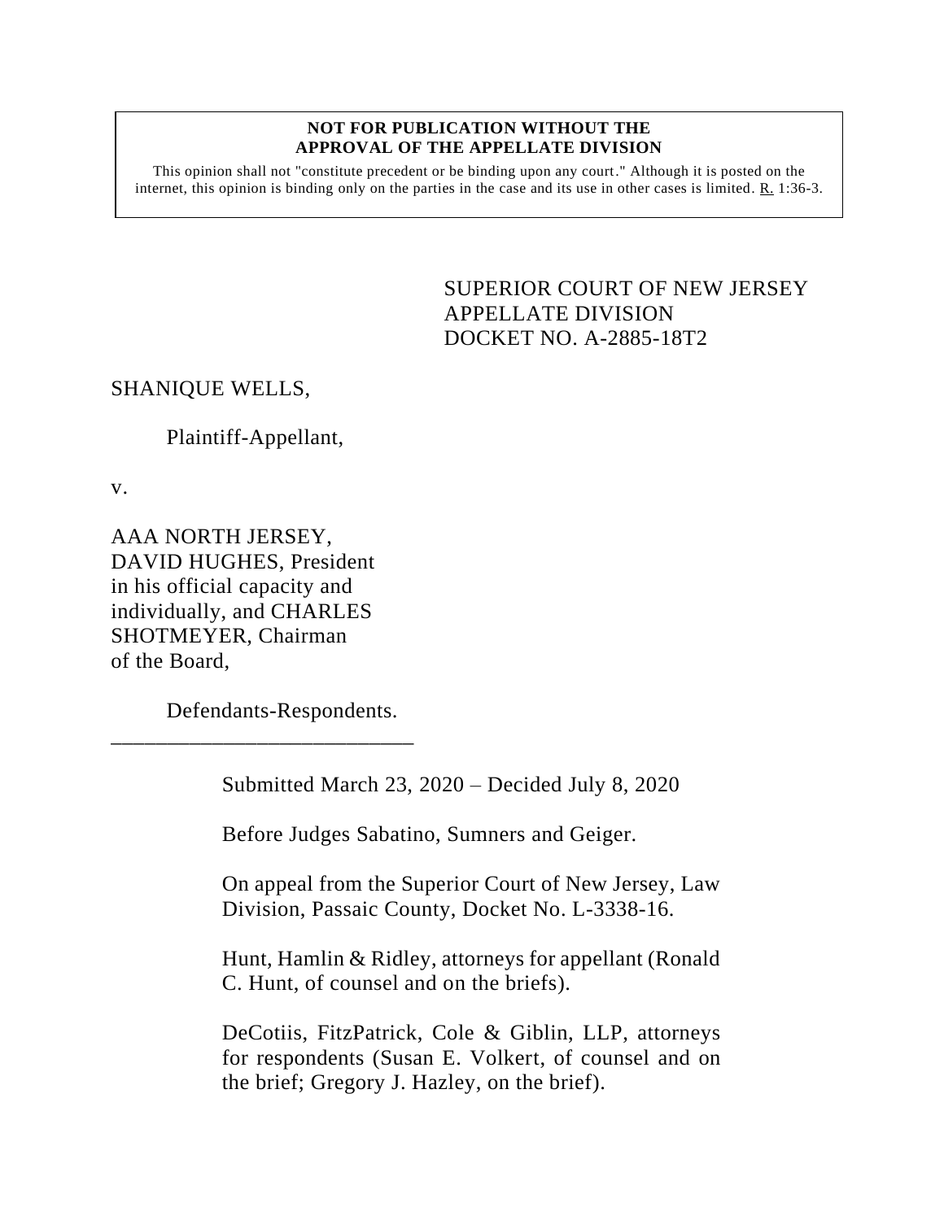**NOT FOR PUBLICATION WITHOUT THE APPROVAL OF THE APPELLATE DIVISION**

This opinion shall not "constitute precedent or be binding upon any court." Although it is posted on the internet, this opinion is binding only on the parties in the case and its use in other cases is limited. R. 1:36-3.

SUPERIOR COURT OF NEW JERSEY
APPELLATE DIVISION
DOCKET NO. A-2885-18T2

SHANIQUE WELLS,

Plaintiff-Appellant,

v.

AAA NORTH JERSEY, DAVID HUGHES, President in his official capacity and individually, and CHARLES SHOTMEYER, Chairman of the Board,

Defendants-Respondents.

\_\_\_\_\_\_\_\_\_\_\_\_\_\_\_\_\_\_\_\_\_\_\_\_\_\_\_\_

Submitted March 23, 2020 – Decided July 8, 2020

Before Judges Sabatino, Sumners and Geiger.

On appeal from the Superior Court of New Jersey, Law Division, Passaic County, Docket No. L-3338-16.

Hunt, Hamlin & Ridley, attorneys for appellant (Ronald C. Hunt, of counsel and on the briefs).

DeCotiis, FitzPatrick, Cole & Giblin, LLP, attorneys for respondents (Susan E. Volkert, of counsel and on the brief; Gregory J. Hazley, on the brief).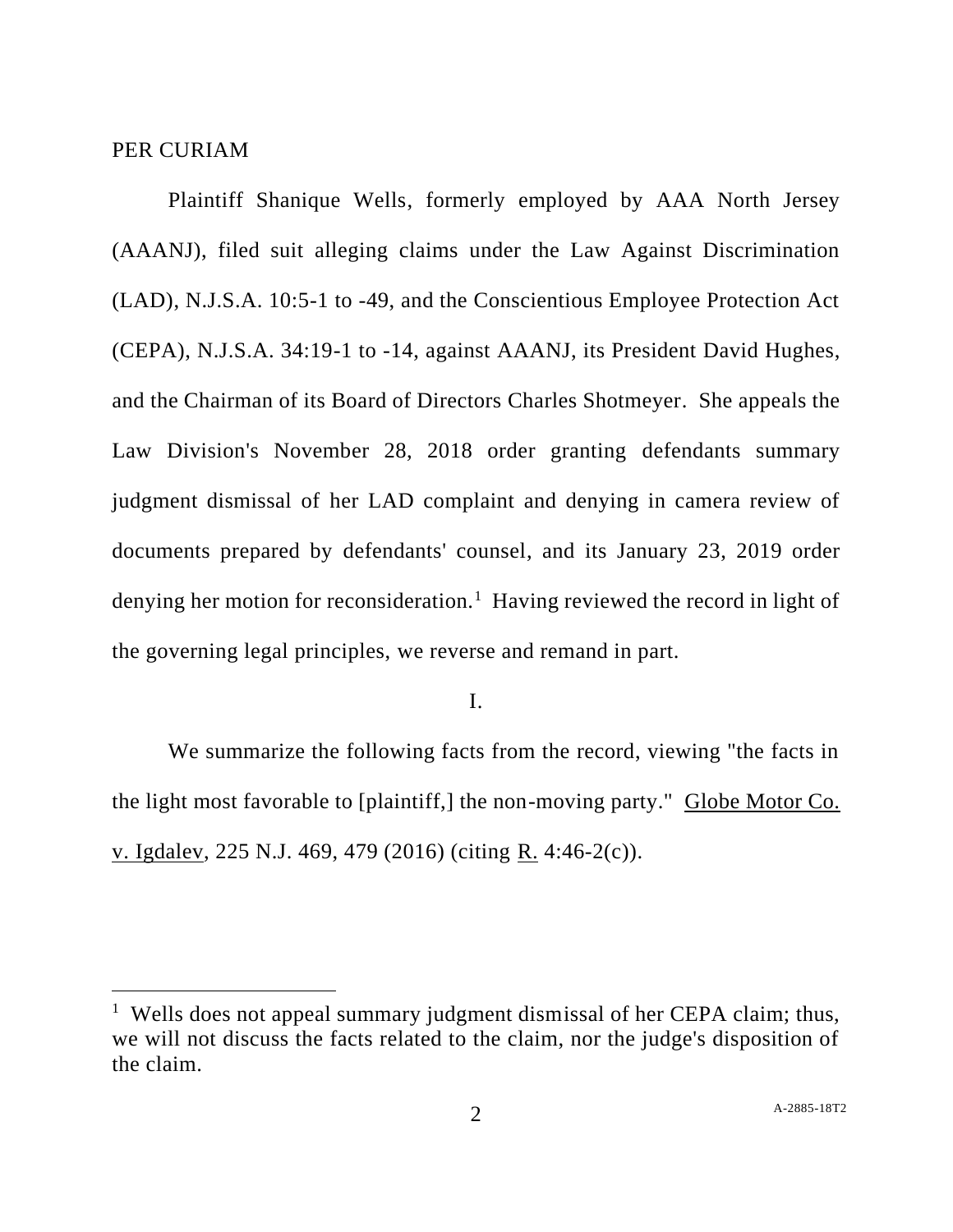PER CURIAM

Plaintiff Shanique Wells, formerly employed by AAA North Jersey (AAANJ), filed suit alleging claims under the Law Against Discrimination (LAD), N.J.S.A. 10:5-1 to -49, and the Conscientious Employee Protection Act (CEPA), N.J.S.A. 34:19-1 to -14, against AAANJ, its President David Hughes, and the Chairman of its Board of Directors Charles Shotmeyer. She appeals the Law Division's November 28, 2018 order granting defendants summary judgment dismissal of her LAD complaint and denying in camera review of documents prepared by defendants' counsel, and its January 23, 2019 order denying her motion for reconsideration.[1] Having reviewed the record in light of the governing legal principles, we reverse and remand in part.

I.

We summarize the following facts from the record, viewing "the facts in the light most favorable to [plaintiff,] the non-moving party." Globe Motor Co. v. Igdalev, 225 N.J. 469, 479 (2016) (citing R. 4:46-2(c)).

[1] Wells does not appeal summary judgment dismissal of her CEPA claim; thus, we will not discuss the facts related to the claim, nor the judge's disposition of the claim.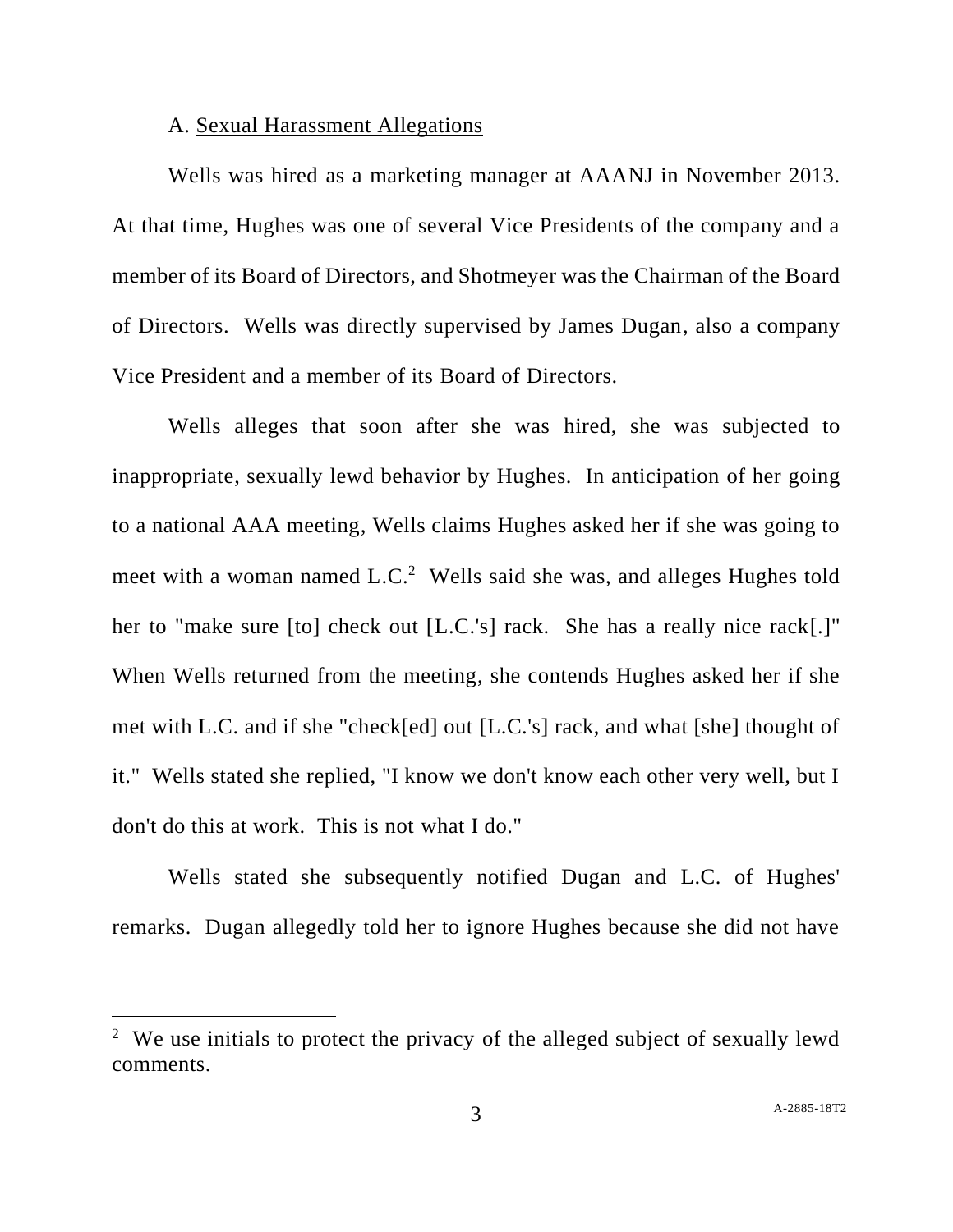A. Sexual Harassment Allegations

Wells was hired as a marketing manager at AAANJ in November 2013. At that time, Hughes was one of several Vice Presidents of the company and a member of its Board of Directors, and Shotmeyer was the Chairman of the Board of Directors. Wells was directly supervised by James Dugan, also a company Vice President and a member of its Board of Directors.

Wells alleges that soon after she was hired, she was subjected to inappropriate, sexually lewd behavior by Hughes. In anticipation of her going to a national AAA meeting, Wells claims Hughes asked her if she was going to meet with a woman named L.C.[2] Wells said she was, and alleges Hughes told her to "make sure [to] check out [L.C.'s] rack. She has a really nice rack[.]" When Wells returned from the meeting, she contends Hughes asked her if she met with L.C. and if she "check[ed] out [L.C.'s] rack, and what [she] thought of it." Wells stated she replied, "I know we don't know each other very well, but I don't do this at work. This is not what I do."

Wells stated she subsequently notified Dugan and L.C. of Hughes' remarks. Dugan allegedly told her to ignore Hughes because she did not have

[2] We use initials to protect the privacy of the alleged subject of sexually lewd comments.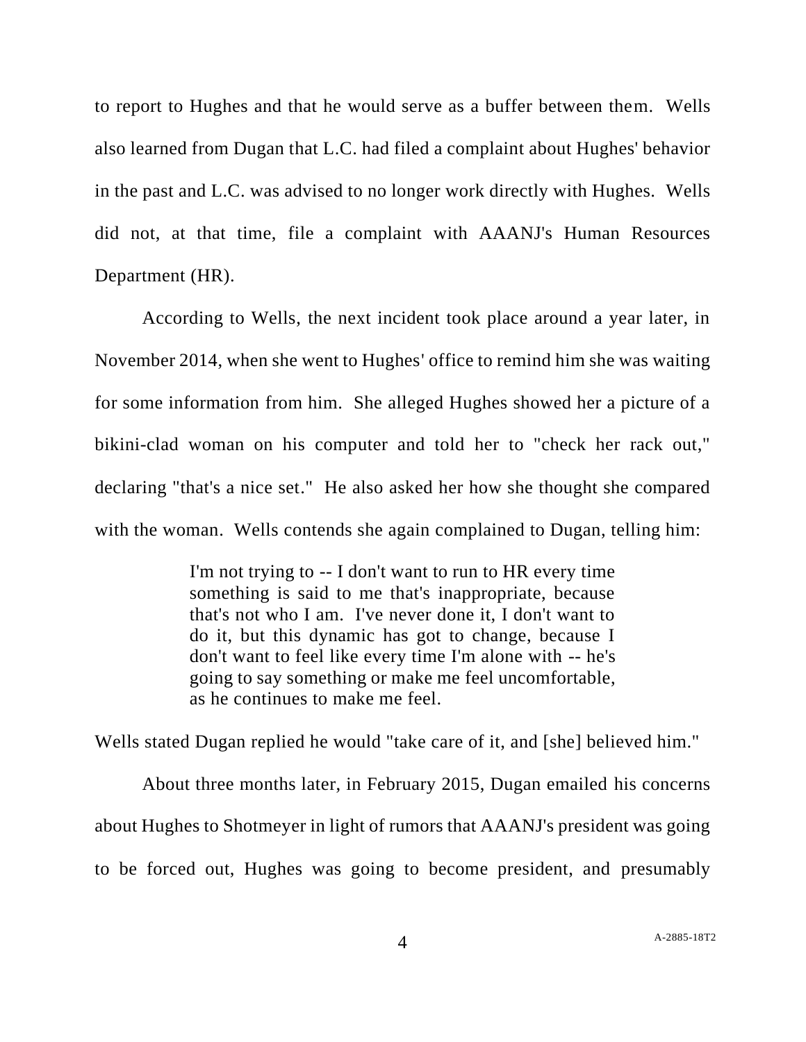to report to Hughes and that he would serve as a buffer between them. Wells also learned from Dugan that L.C. had filed a complaint about Hughes' behavior in the past and L.C. was advised to no longer work directly with Hughes. Wells did not, at that time, file a complaint with AAANJ's Human Resources Department (HR).

According to Wells, the next incident took place around a year later, in November 2014, when she went to Hughes' office to remind him she was waiting for some information from him. She alleged Hughes showed her a picture of a bikini-clad woman on his computer and told her to "check her rack out," declaring "that's a nice set." He also asked her how she thought she compared with the woman. Wells contends she again complained to Dugan, telling him:

> I'm not trying to -- I don't want to run to HR every time something is said to me that's inappropriate, because that's not who I am. I've never done it, I don't want to do it, but this dynamic has got to change, because I don't want to feel like every time I'm alone with -- he's going to say something or make me feel uncomfortable, as he continues to make me feel.

Wells stated Dugan replied he would "take care of it, and [she] believed him."

About three months later, in February 2015, Dugan emailed his concerns about Hughes to Shotmeyer in light of rumors that AAANJ's president was going to be forced out, Hughes was going to become president, and presumably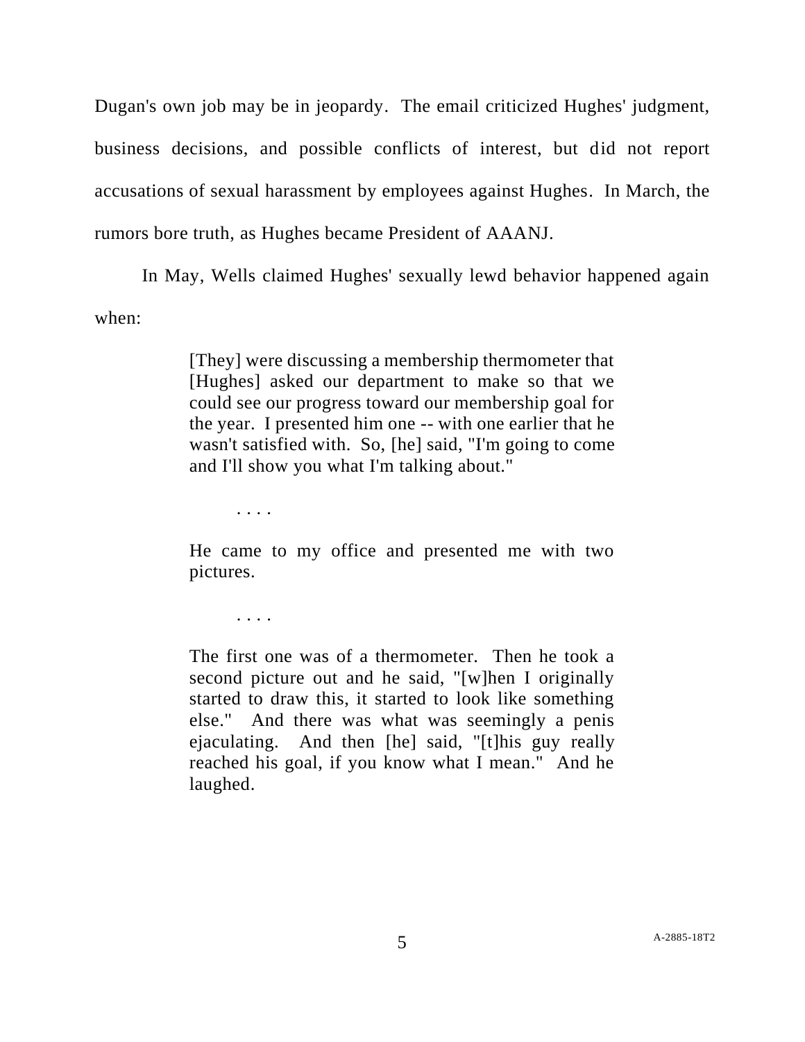Dugan's own job may be in jeopardy. The email criticized Hughes' judgment, business decisions, and possible conflicts of interest, but did not report accusations of sexual harassment by employees against Hughes. In March, the rumors bore truth, as Hughes became President of AAANJ.

In May, Wells claimed Hughes' sexually lewd behavior happened again when:

> [They] were discussing a membership thermometer that [Hughes] asked our department to make so that we could see our progress toward our membership goal for the year. I presented him one -- with one earlier that he wasn't satisfied with. So, [he] said, "I'm going to come and I'll show you what I'm talking about."
>
> . . . .
>
> He came to my office and presented me with two pictures.
>
> . . . .
>
> The first one was of a thermometer. Then he took a second picture out and he said, "[w]hen I originally started to draw this, it started to look like something else." And there was what was seemingly a penis ejaculating. And then [he] said, "[t]his guy really reached his goal, if you know what I mean." And he laughed.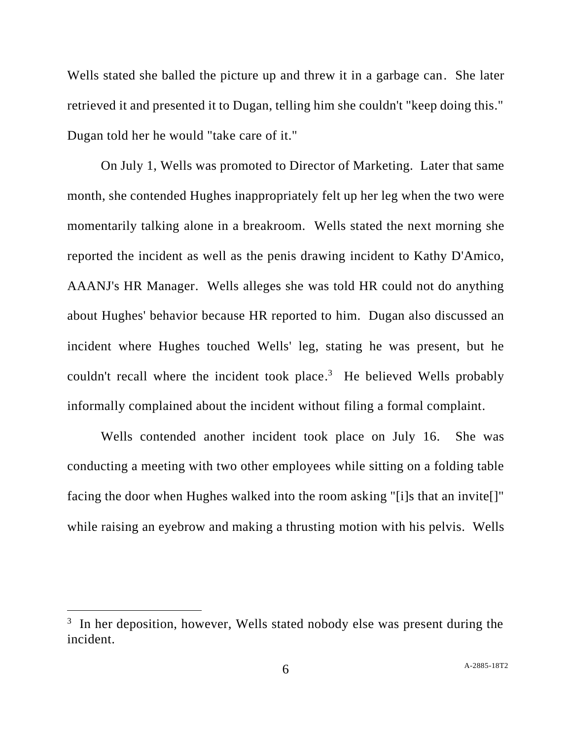Wells stated she balled the picture up and threw it in a garbage can. She later retrieved it and presented it to Dugan, telling him she couldn't "keep doing this." Dugan told her he would "take care of it."

On July 1, Wells was promoted to Director of Marketing. Later that same month, she contended Hughes inappropriately felt up her leg when the two were momentarily talking alone in a breakroom. Wells stated the next morning she reported the incident as well as the penis drawing incident to Kathy D'Amico, AAANJ's HR Manager. Wells alleges she was told HR could not do anything about Hughes' behavior because HR reported to him. Dugan also discussed an incident where Hughes touched Wells' leg, stating he was present, but he couldn't recall where the incident took place.[3] He believed Wells probably informally complained about the incident without filing a formal complaint.

Wells contended another incident took place on July 16. She was conducting a meeting with two other employees while sitting on a folding table facing the door when Hughes walked into the room asking "[i]s that an invite[]" while raising an eyebrow and making a thrusting motion with his pelvis. Wells

---

[3] In her deposition, however, Wells stated nobody else was present during the incident.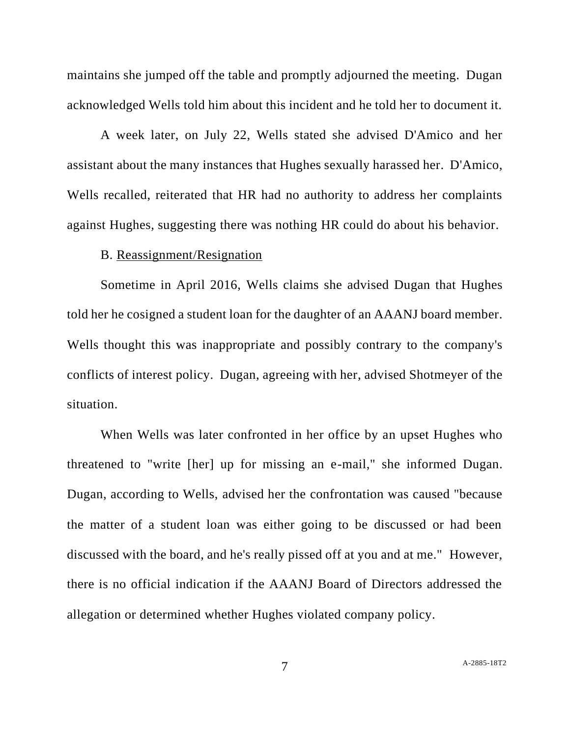maintains she jumped off the table and promptly adjourned the meeting. Dugan acknowledged Wells told him about this incident and he told her to document it.

A week later, on July 22, Wells stated she advised D'Amico and her assistant about the many instances that Hughes sexually harassed her. D'Amico, Wells recalled, reiterated that HR had no authority to address her complaints against Hughes, suggesting there was nothing HR could do about his behavior.

B. <u>Reassignment/Resignation</u>

Sometime in April 2016, Wells claims she advised Dugan that Hughes told her he cosigned a student loan for the daughter of an AAANJ board member. Wells thought this was inappropriate and possibly contrary to the company's conflicts of interest policy. Dugan, agreeing with her, advised Shotmeyer of the situation.

When Wells was later confronted in her office by an upset Hughes who threatened to "write [her] up for missing an e-mail," she informed Dugan. Dugan, according to Wells, advised her the confrontation was caused "because the matter of a student loan was either going to be discussed or had been discussed with the board, and he's really pissed off at you and at me." However, there is no official indication if the AAANJ Board of Directors addressed the allegation or determined whether Hughes violated company policy.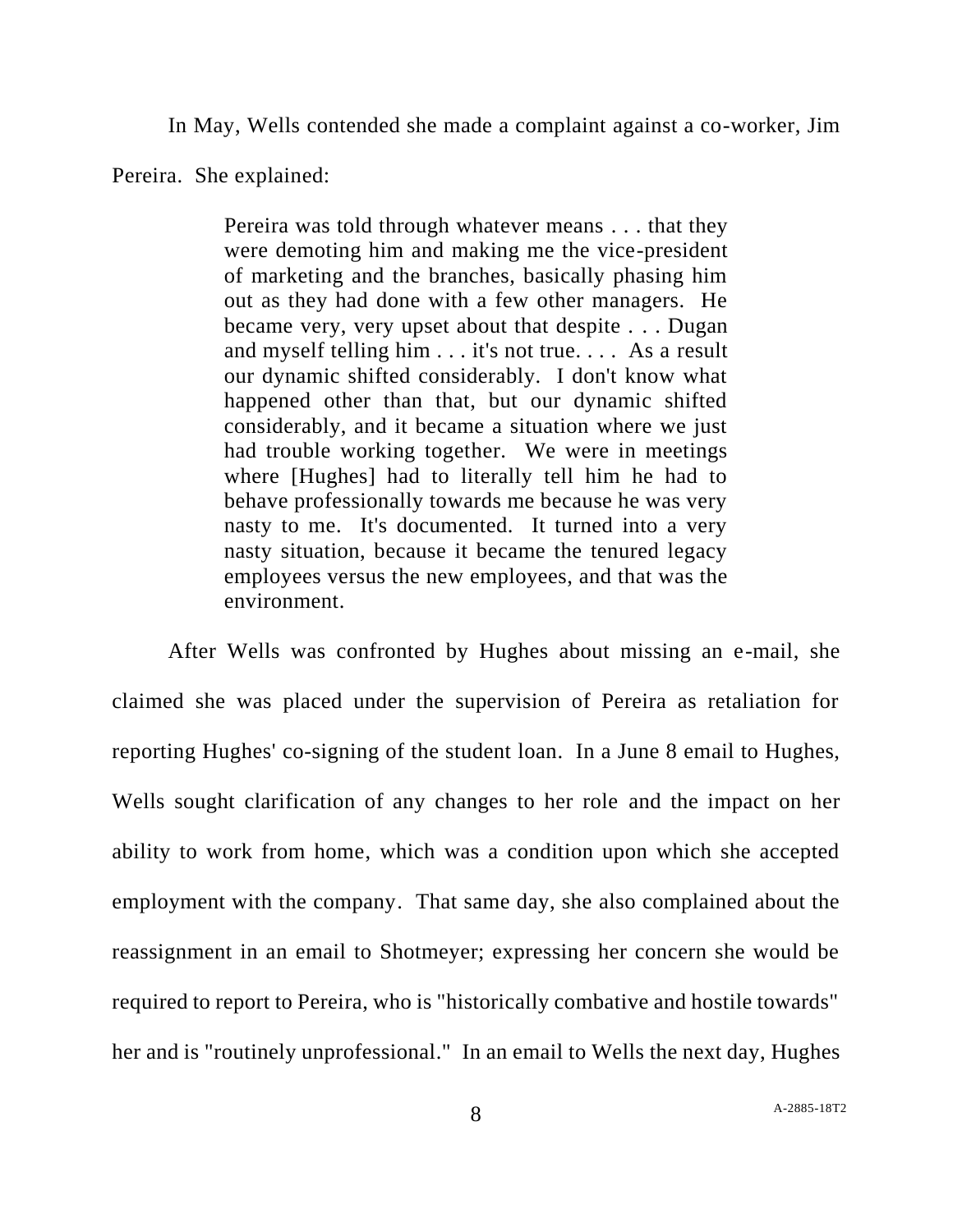In May, Wells contended she made a complaint against a co-worker, Jim Pereira. She explained:

> Pereira was told through whatever means . . . that they were demoting him and making me the vice-president of marketing and the branches, basically phasing him out as they had done with a few other managers. He became very, very upset about that despite . . . Dugan and myself telling him . . . it's not true. . . . As a result our dynamic shifted considerably. I don't know what happened other than that, but our dynamic shifted considerably, and it became a situation where we just had trouble working together. We were in meetings where [Hughes] had to literally tell him he had to behave professionally towards me because he was very nasty to me. It's documented. It turned into a very nasty situation, because it became the tenured legacy employees versus the new employees, and that was the environment.

After Wells was confronted by Hughes about missing an e-mail, she claimed she was placed under the supervision of Pereira as retaliation for reporting Hughes' co-signing of the student loan. In a June 8 email to Hughes, Wells sought clarification of any changes to her role and the impact on her ability to work from home, which was a condition upon which she accepted employment with the company. That same day, she also complained about the reassignment in an email to Shotmeyer; expressing her concern she would be required to report to Pereira, who is "historically combative and hostile towards" her and is "routinely unprofessional." In an email to Wells the next day, Hughes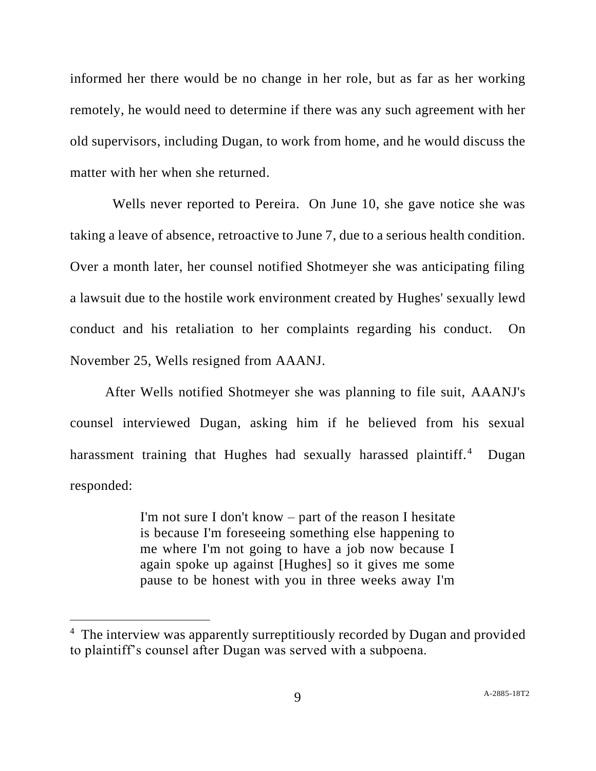informed her there would be no change in her role, but as far as her working remotely, he would need to determine if there was any such agreement with her old supervisors, including Dugan, to work from home, and he would discuss the matter with her when she returned.

Wells never reported to Pereira. On June 10, she gave notice she was taking a leave of absence, retroactive to June 7, due to a serious health condition. Over a month later, her counsel notified Shotmeyer she was anticipating filing a lawsuit due to the hostile work environment created by Hughes' sexually lewd conduct and his retaliation to her complaints regarding his conduct. On November 25, Wells resigned from AAANJ.

After Wells notified Shotmeyer she was planning to file suit, AAANJ's counsel interviewed Dugan, asking him if he believed from his sexual harassment training that Hughes had sexually harassed plaintiff.[4] Dugan responded:

> I'm not sure I don't know – part of the reason I hesitate is because I'm foreseeing something else happening to me where I'm not going to have a job now because I again spoke up against [Hughes] so it gives me some pause to be honest with you in three weeks away I'm

[4] The interview was apparently surreptitiously recorded by Dugan and provided to plaintiff's counsel after Dugan was served with a subpoena.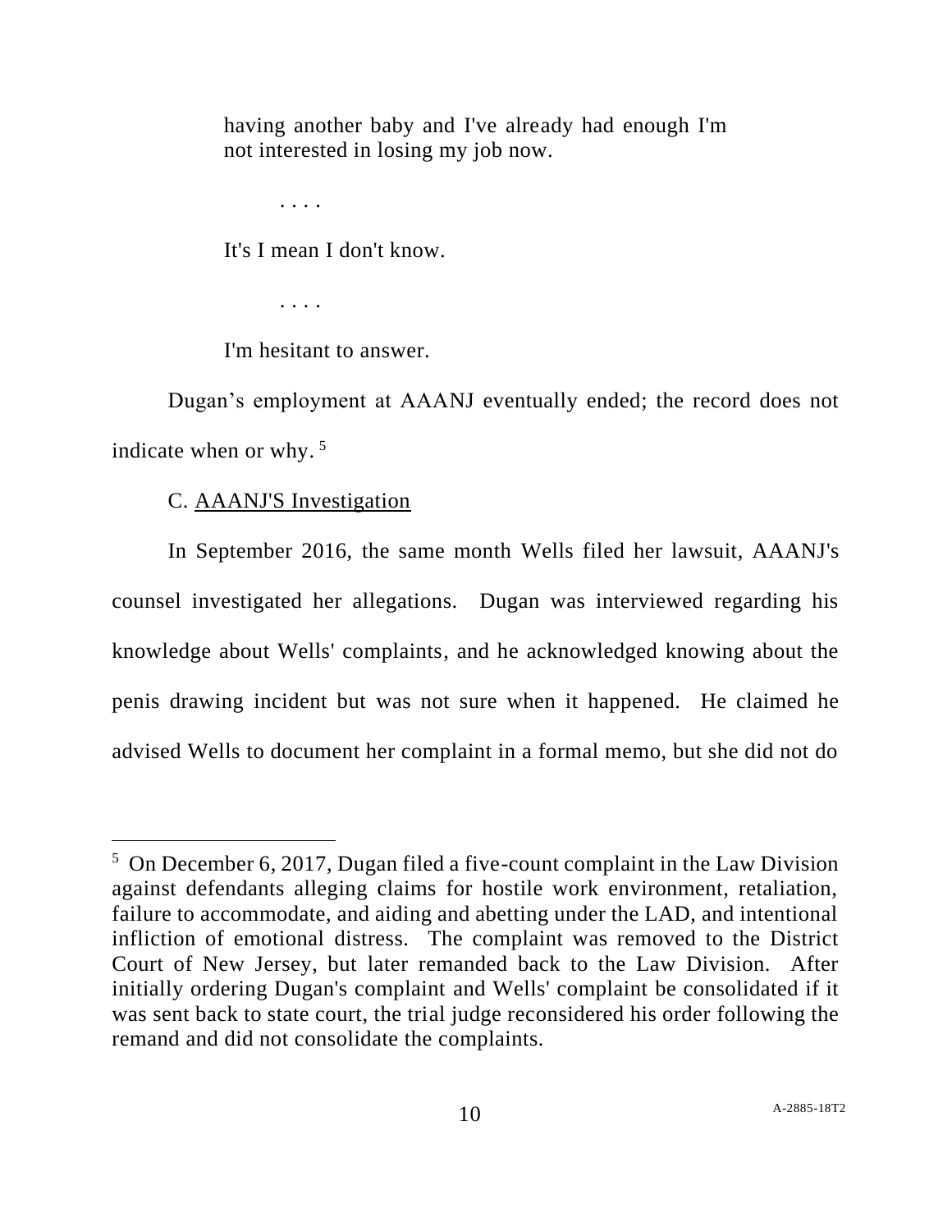> having another baby and I've already had enough I'm not interested in losing my job now.
>
> . . . .
>
> It's I mean I don't know.
>
> . . . .
>
> I'm hesitant to answer.

Dugan's employment at AAANJ eventually ended; the record does not indicate when or why.[5]

C. <u>AAANJ'S Investigation</u>

In September 2016, the same month Wells filed her lawsuit, AAANJ's counsel investigated her allegations. Dugan was interviewed regarding his knowledge about Wells' complaints, and he acknowledged knowing about the penis drawing incident but was not sure when it happened. He claimed he advised Wells to document her complaint in a formal memo, but she did not do

---

[5] On December 6, 2017, Dugan filed a five-count complaint in the Law Division against defendants alleging claims for hostile work environment, retaliation, failure to accommodate, and aiding and abetting under the LAD, and intentional infliction of emotional distress. The complaint was removed to the District Court of New Jersey, but later remanded back to the Law Division. After initially ordering Dugan's complaint and Wells' complaint be consolidated if it was sent back to state court, the trial judge reconsidered his order following the remand and did not consolidate the complaints.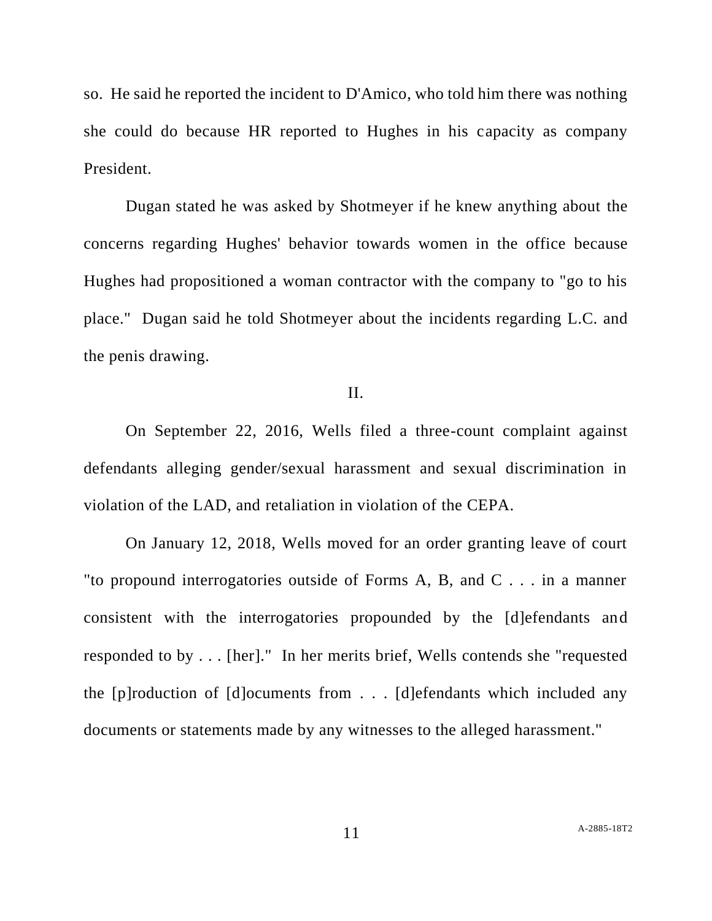so. He said he reported the incident to D'Amico, who told him there was nothing she could do because HR reported to Hughes in his capacity as company President.

Dugan stated he was asked by Shotmeyer if he knew anything about the concerns regarding Hughes' behavior towards women in the office because Hughes had propositioned a woman contractor with the company to "go to his place." Dugan said he told Shotmeyer about the incidents regarding L.C. and the penis drawing.

## II.

On September 22, 2016, Wells filed a three-count complaint against defendants alleging gender/sexual harassment and sexual discrimination in violation of the LAD, and retaliation in violation of the CEPA.

On January 12, 2018, Wells moved for an order granting leave of court "to propound interrogatories outside of Forms A, B, and C . . . in a manner consistent with the interrogatories propounded by the [d]efendants and responded to by . . . [her]." In her merits brief, Wells contends she "requested the [p]roduction of [d]ocuments from . . . [d]efendants which included any documents or statements made by any witnesses to the alleged harassment."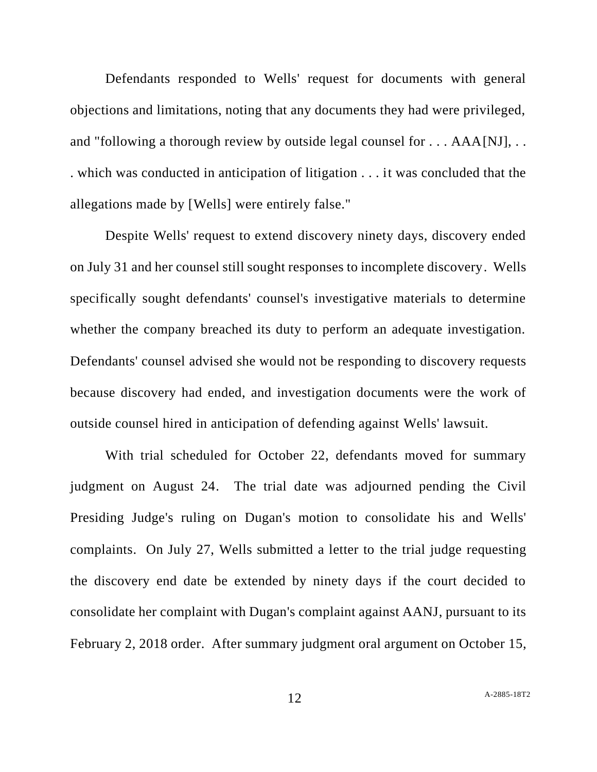Defendants responded to Wells' request for documents with general objections and limitations, noting that any documents they had were privileged, and "following a thorough review by outside legal counsel for . . . AAA[NJ], . . . which was conducted in anticipation of litigation . . . it was concluded that the allegations made by [Wells] were entirely false."

Despite Wells' request to extend discovery ninety days, discovery ended on July 31 and her counsel still sought responses to incomplete discovery. Wells specifically sought defendants' counsel's investigative materials to determine whether the company breached its duty to perform an adequate investigation. Defendants' counsel advised she would not be responding to discovery requests because discovery had ended, and investigation documents were the work of outside counsel hired in anticipation of defending against Wells' lawsuit.

With trial scheduled for October 22, defendants moved for summary judgment on August 24. The trial date was adjourned pending the Civil Presiding Judge's ruling on Dugan's motion to consolidate his and Wells' complaints. On July 27, Wells submitted a letter to the trial judge requesting the discovery end date be extended by ninety days if the court decided to consolidate her complaint with Dugan's complaint against AANJ, pursuant to its February 2, 2018 order. After summary judgment oral argument on October 15,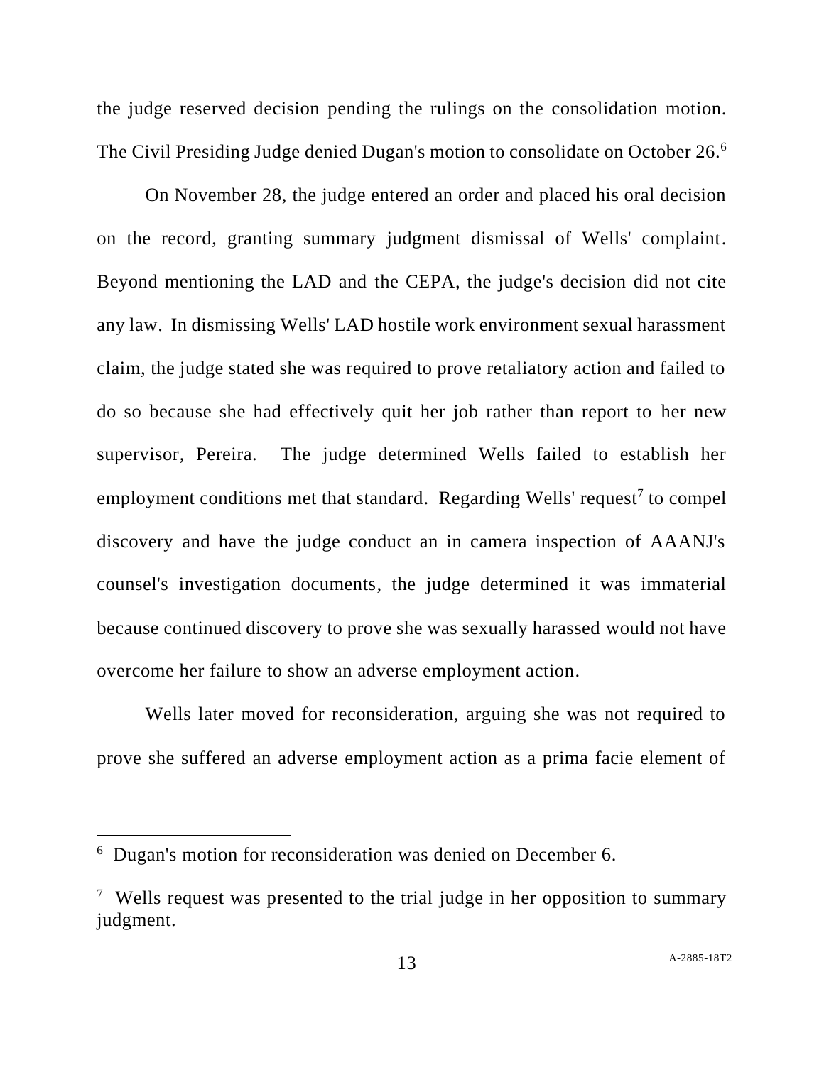the judge reserved decision pending the rulings on the consolidation motion. The Civil Presiding Judge denied Dugan's motion to consolidate on October 26.[6]

On November 28, the judge entered an order and placed his oral decision on the record, granting summary judgment dismissal of Wells' complaint. Beyond mentioning the LAD and the CEPA, the judge's decision did not cite any law. In dismissing Wells' LAD hostile work environment sexual harassment claim, the judge stated she was required to prove retaliatory action and failed to do so because she had effectively quit her job rather than report to her new supervisor, Pereira. The judge determined Wells failed to establish her employment conditions met that standard. Regarding Wells' request[7] to compel discovery and have the judge conduct an in camera inspection of AAANJ's counsel's investigation documents, the judge determined it was immaterial because continued discovery to prove she was sexually harassed would not have overcome her failure to show an adverse employment action.

Wells later moved for reconsideration, arguing she was not required to prove she suffered an adverse employment action as a prima facie element of

---

[6] Dugan's motion for reconsideration was denied on December 6.

[7] Wells request was presented to the trial judge in her opposition to summary judgment.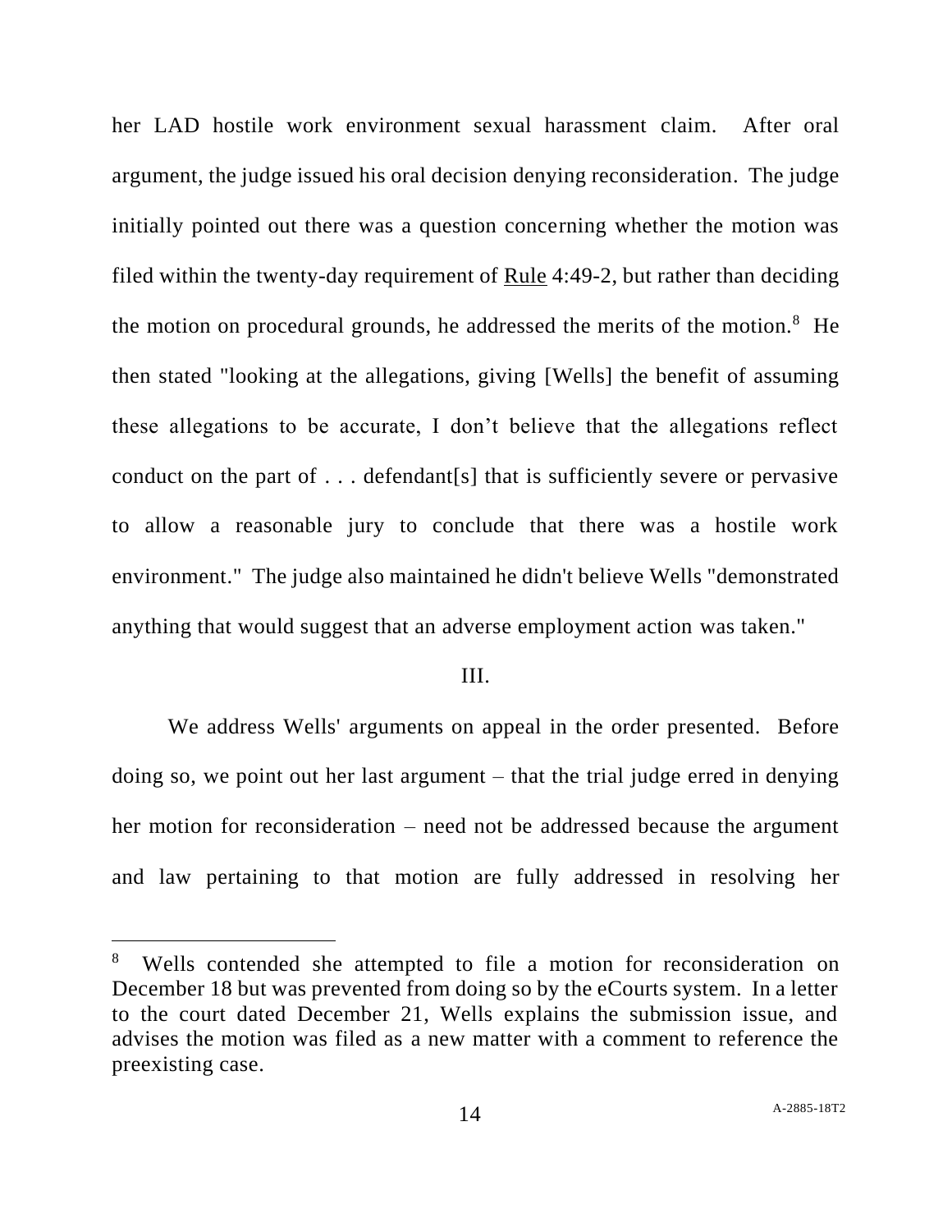her LAD hostile work environment sexual harassment claim. After oral argument, the judge issued his oral decision denying reconsideration. The judge initially pointed out there was a question concerning whether the motion was filed within the twenty-day requirement of Rule 4:49-2, but rather than deciding the motion on procedural grounds, he addressed the merits of the motion.[8] He then stated "looking at the allegations, giving [Wells] the benefit of assuming these allegations to be accurate, I don't believe that the allegations reflect conduct on the part of . . . defendant[s] that is sufficiently severe or pervasive to allow a reasonable jury to conclude that there was a hostile work environment." The judge also maintained he didn't believe Wells "demonstrated anything that would suggest that an adverse employment action was taken."

### III.

We address Wells' arguments on appeal in the order presented. Before doing so, we point out her last argument – that the trial judge erred in denying her motion for reconsideration – need not be addressed because the argument and law pertaining to that motion are fully addressed in resolving her

---

[8] Wells contended she attempted to file a motion for reconsideration on December 18 but was prevented from doing so by the eCourts system. In a letter to the court dated December 21, Wells explains the submission issue, and advises the motion was filed as a new matter with a comment to reference the preexisting case.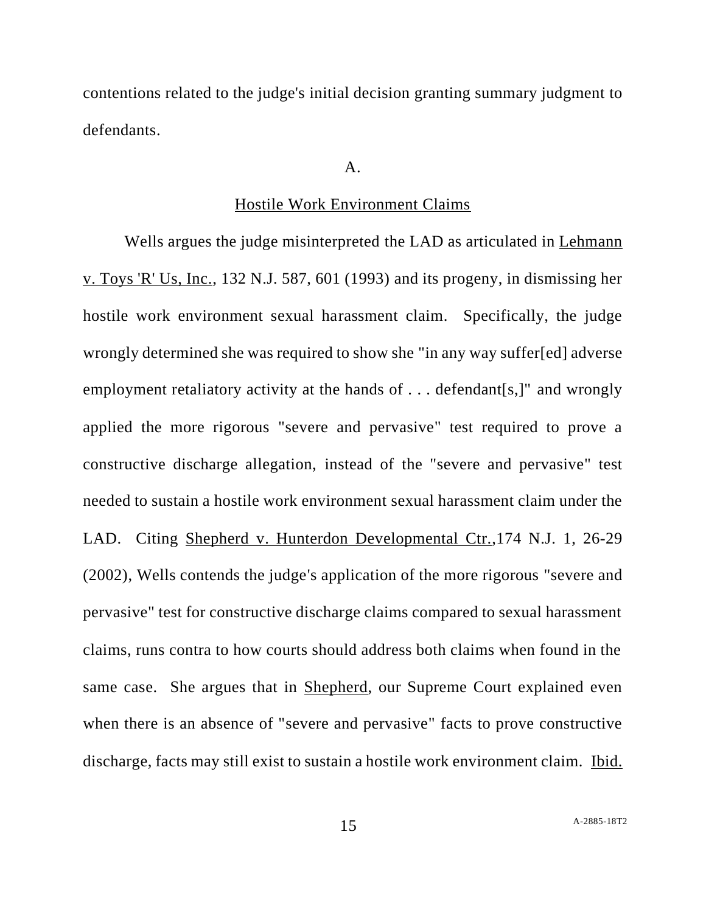contentions related to the judge's initial decision granting summary judgment to defendants.

A.

Hostile Work Environment Claims

Wells argues the judge misinterpreted the LAD as articulated in Lehmann v. Toys 'R' Us, Inc., 132 N.J. 587, 601 (1993) and its progeny, in dismissing her hostile work environment sexual harassment claim. Specifically, the judge wrongly determined she was required to show she "in any way suffer[ed] adverse employment retaliatory activity at the hands of . . . defendant[s,]" and wrongly applied the more rigorous "severe and pervasive" test required to prove a constructive discharge allegation, instead of the "severe and pervasive" test needed to sustain a hostile work environment sexual harassment claim under the LAD. Citing Shepherd v. Hunterdon Developmental Ctr.,174 N.J. 1, 26-29 (2002), Wells contends the judge's application of the more rigorous "severe and pervasive" test for constructive discharge claims compared to sexual harassment claims, runs contra to how courts should address both claims when found in the same case. She argues that in Shepherd, our Supreme Court explained even when there is an absence of "severe and pervasive" facts to prove constructive discharge, facts may still exist to sustain a hostile work environment claim. Ibid.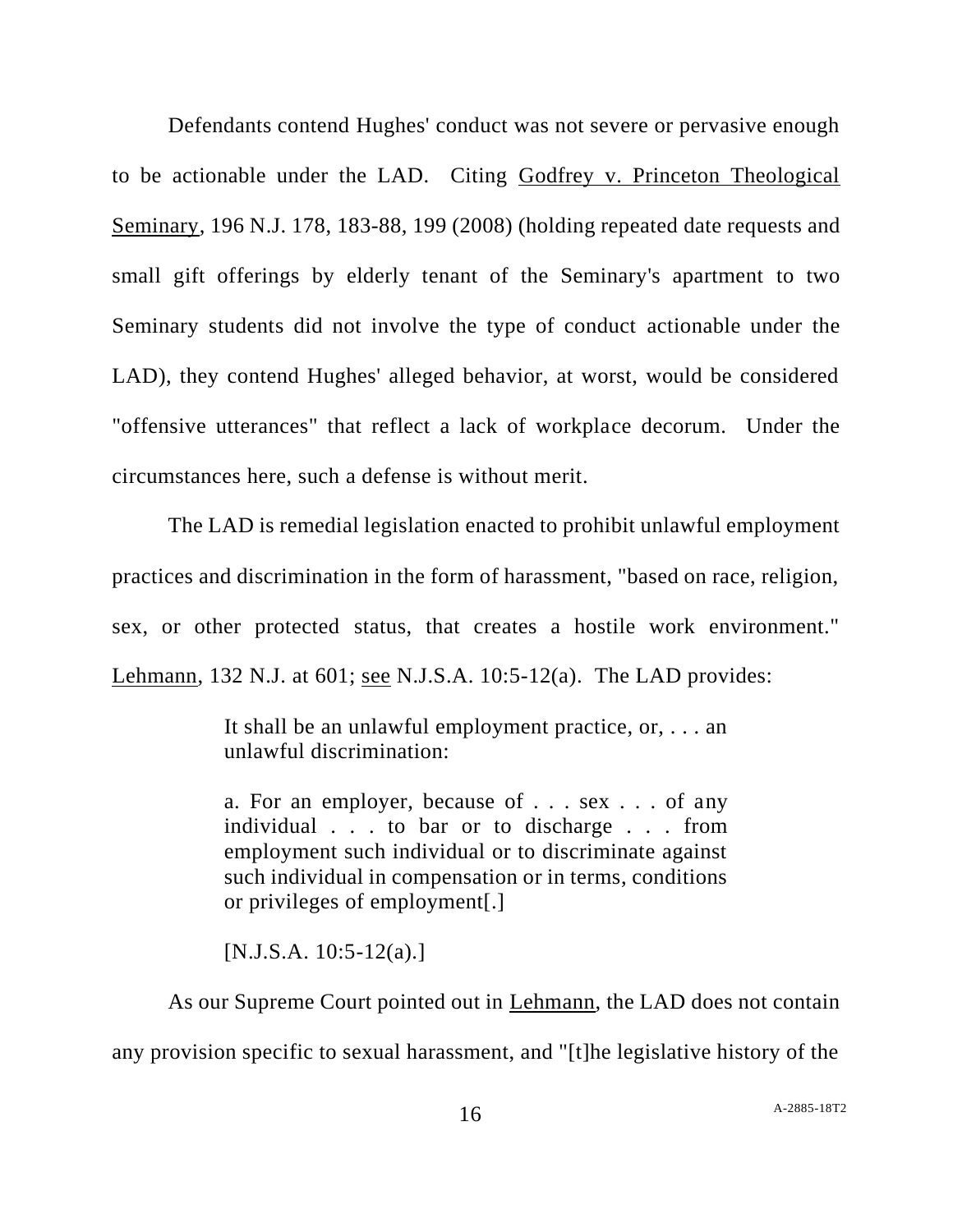Defendants contend Hughes' conduct was not severe or pervasive enough to be actionable under the LAD. Citing Godfrey v. Princeton Theological Seminary, 196 N.J. 178, 183-88, 199 (2008) (holding repeated date requests and small gift offerings by elderly tenant of the Seminary's apartment to two Seminary students did not involve the type of conduct actionable under the LAD), they contend Hughes' alleged behavior, at worst, would be considered "offensive utterances" that reflect a lack of workplace decorum. Under the circumstances here, such a defense is without merit.

The LAD is remedial legislation enacted to prohibit unlawful employment practices and discrimination in the form of harassment, "based on race, religion, sex, or other protected status, that creates a hostile work environment." Lehmann, 132 N.J. at 601; see N.J.S.A. 10:5-12(a). The LAD provides:

> It shall be an unlawful employment practice, or, . . . an unlawful discrimination:
>
> a. For an employer, because of . . . sex . . . of any individual . . . to bar or to discharge . . . from employment such individual or to discriminate against such individual in compensation or in terms, conditions or privileges of employment[.]
>
> [N.J.S.A. 10:5-12(a).]

As our Supreme Court pointed out in Lehmann, the LAD does not contain any provision specific to sexual harassment, and "[t]he legislative history of the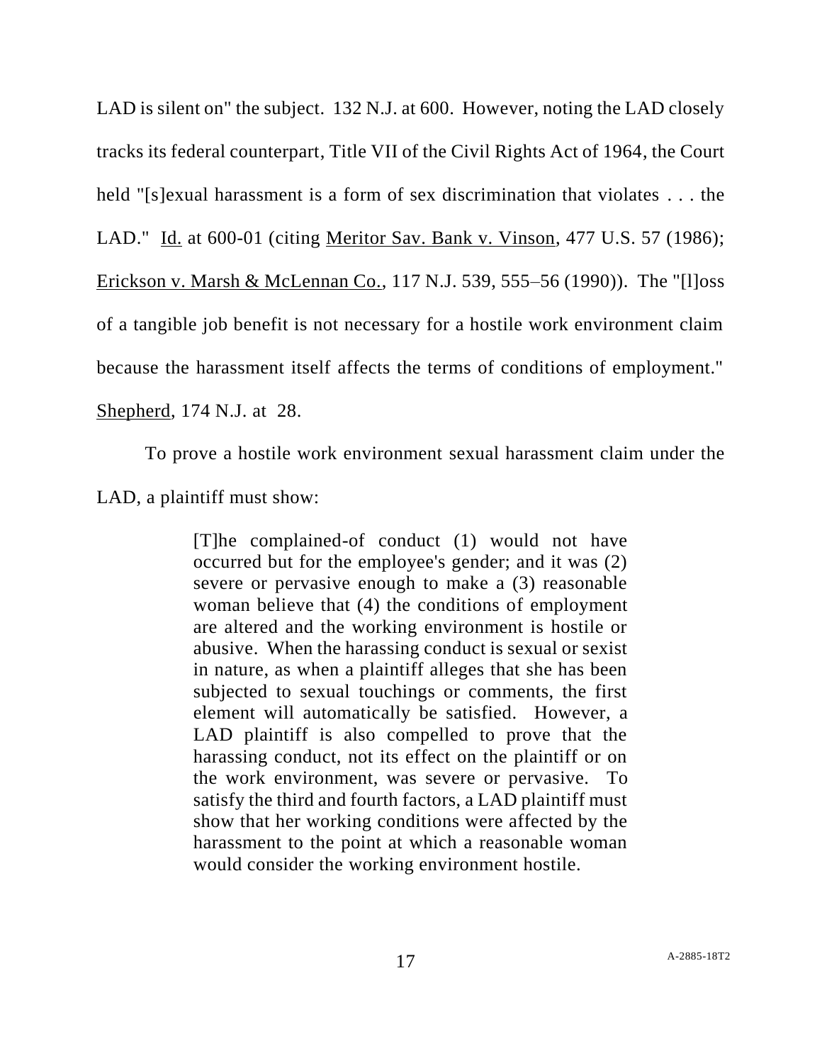LAD is silent on" the subject. 132 N.J. at 600. However, noting the LAD closely tracks its federal counterpart, Title VII of the Civil Rights Act of 1964, the Court held "[s]exual harassment is a form of sex discrimination that violates . . . the LAD." Id. at 600-01 (citing Meritor Sav. Bank v. Vinson, 477 U.S. 57 (1986); Erickson v. Marsh & McLennan Co., 117 N.J. 539, 555–56 (1990)). The "[l]oss of a tangible job benefit is not necessary for a hostile work environment claim because the harassment itself affects the terms of conditions of employment." Shepherd, 174 N.J. at 28.

To prove a hostile work environment sexual harassment claim under the LAD, a plaintiff must show:

> [T]he complained-of conduct (1) would not have occurred but for the employee's gender; and it was (2) severe or pervasive enough to make a (3) reasonable woman believe that (4) the conditions of employment are altered and the working environment is hostile or abusive. When the harassing conduct is sexual or sexist in nature, as when a plaintiff alleges that she has been subjected to sexual touchings or comments, the first element will automatically be satisfied. However, a LAD plaintiff is also compelled to prove that the harassing conduct, not its effect on the plaintiff or on the work environment, was severe or pervasive. To satisfy the third and fourth factors, a LAD plaintiff must show that her working conditions were affected by the harassment to the point at which a reasonable woman would consider the working environment hostile.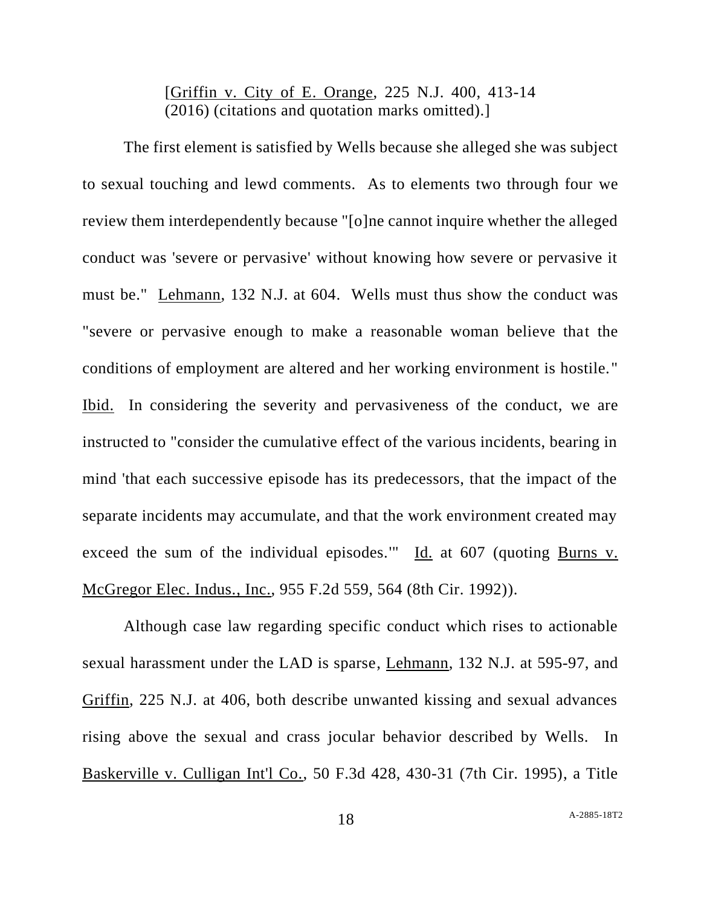[Griffin v. City of E. Orange, 225 N.J. 400, 413-14 (2016) (citations and quotation marks omitted).]

The first element is satisfied by Wells because she alleged she was subject to sexual touching and lewd comments. As to elements two through four we review them interdependently because "[o]ne cannot inquire whether the alleged conduct was 'severe or pervasive' without knowing how severe or pervasive it must be." Lehmann, 132 N.J. at 604. Wells must thus show the conduct was "severe or pervasive enough to make a reasonable woman believe that the conditions of employment are altered and her working environment is hostile." Ibid. In considering the severity and pervasiveness of the conduct, we are instructed to "consider the cumulative effect of the various incidents, bearing in mind 'that each successive episode has its predecessors, that the impact of the separate incidents may accumulate, and that the work environment created may exceed the sum of the individual episodes.'" Id. at 607 (quoting Burns v. McGregor Elec. Indus., Inc., 955 F.2d 559, 564 (8th Cir. 1992)).

Although case law regarding specific conduct which rises to actionable sexual harassment under the LAD is sparse, Lehmann, 132 N.J. at 595-97, and Griffin, 225 N.J. at 406, both describe unwanted kissing and sexual advances rising above the sexual and crass jocular behavior described by Wells. In Baskerville v. Culligan Int'l Co., 50 F.3d 428, 430-31 (7th Cir. 1995), a Title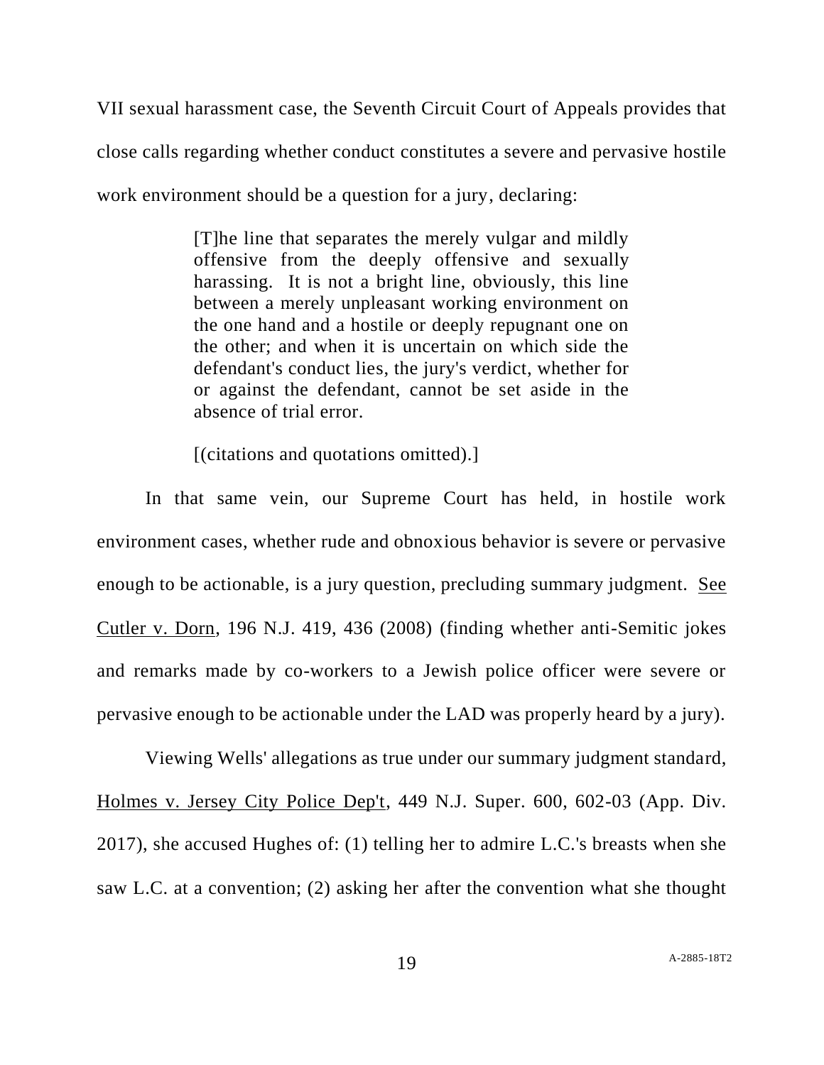VII sexual harassment case, the Seventh Circuit Court of Appeals provides that close calls regarding whether conduct constitutes a severe and pervasive hostile work environment should be a question for a jury, declaring:

> [T]he line that separates the merely vulgar and mildly offensive from the deeply offensive and sexually harassing. It is not a bright line, obviously, this line between a merely unpleasant working environment on the one hand and a hostile or deeply repugnant one on the other; and when it is uncertain on which side the defendant's conduct lies, the jury's verdict, whether for or against the defendant, cannot be set aside in the absence of trial error.
>
> [(citations and quotations omitted).]

In that same vein, our Supreme Court has held, in hostile work environment cases, whether rude and obnoxious behavior is severe or pervasive enough to be actionable, is a jury question, precluding summary judgment. See Cutler v. Dorn, 196 N.J. 419, 436 (2008) (finding whether anti-Semitic jokes and remarks made by co-workers to a Jewish police officer were severe or pervasive enough to be actionable under the LAD was properly heard by a jury).

Viewing Wells' allegations as true under our summary judgment standard, Holmes v. Jersey City Police Dep't, 449 N.J. Super. 600, 602-03 (App. Div. 2017), she accused Hughes of: (1) telling her to admire L.C.'s breasts when she saw L.C. at a convention; (2) asking her after the convention what she thought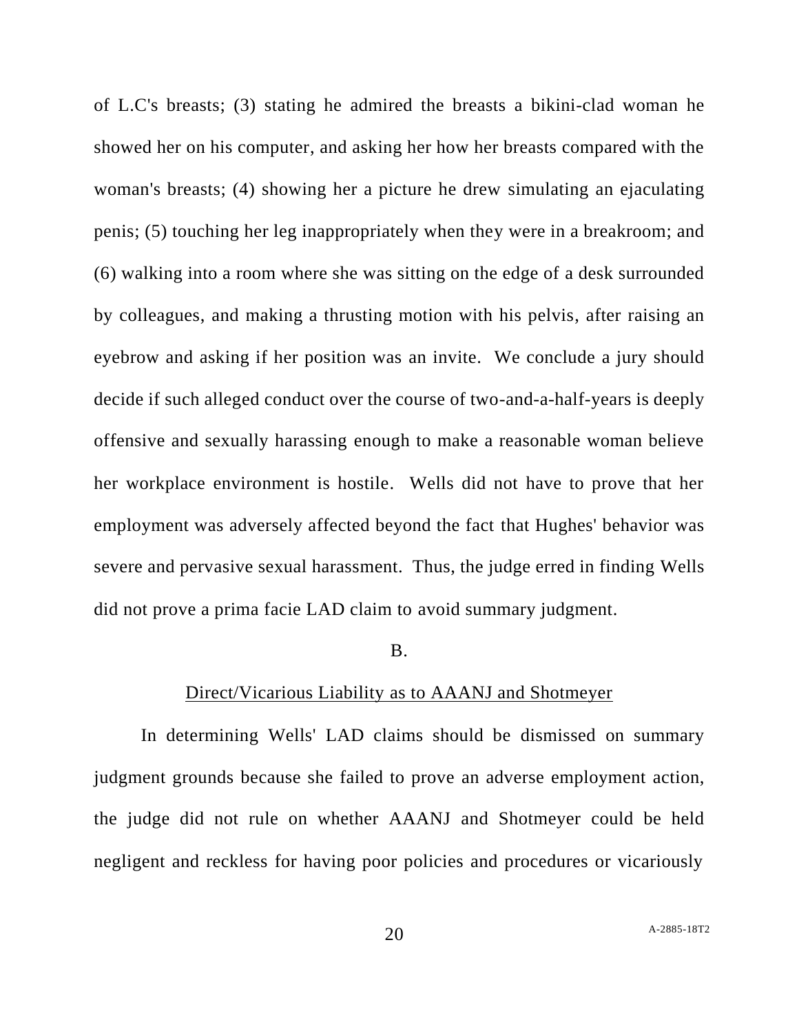of L.C's breasts; (3) stating he admired the breasts a bikini-clad woman he showed her on his computer, and asking her how her breasts compared with the woman's breasts; (4) showing her a picture he drew simulating an ejaculating penis; (5) touching her leg inappropriately when they were in a breakroom; and (6) walking into a room where she was sitting on the edge of a desk surrounded by colleagues, and making a thrusting motion with his pelvis, after raising an eyebrow and asking if her position was an invite. We conclude a jury should decide if such alleged conduct over the course of two-and-a-half-years is deeply offensive and sexually harassing enough to make a reasonable woman believe her workplace environment is hostile. Wells did not have to prove that her employment was adversely affected beyond the fact that Hughes' behavior was severe and pervasive sexual harassment. Thus, the judge erred in finding Wells did not prove a prima facie LAD claim to avoid summary judgment.

B.

Direct/Vicarious Liability as to AAANJ and Shotmeyer

In determining Wells' LAD claims should be dismissed on summary judgment grounds because she failed to prove an adverse employment action, the judge did not rule on whether AAANJ and Shotmeyer could be held negligent and reckless for having poor policies and procedures or vicariously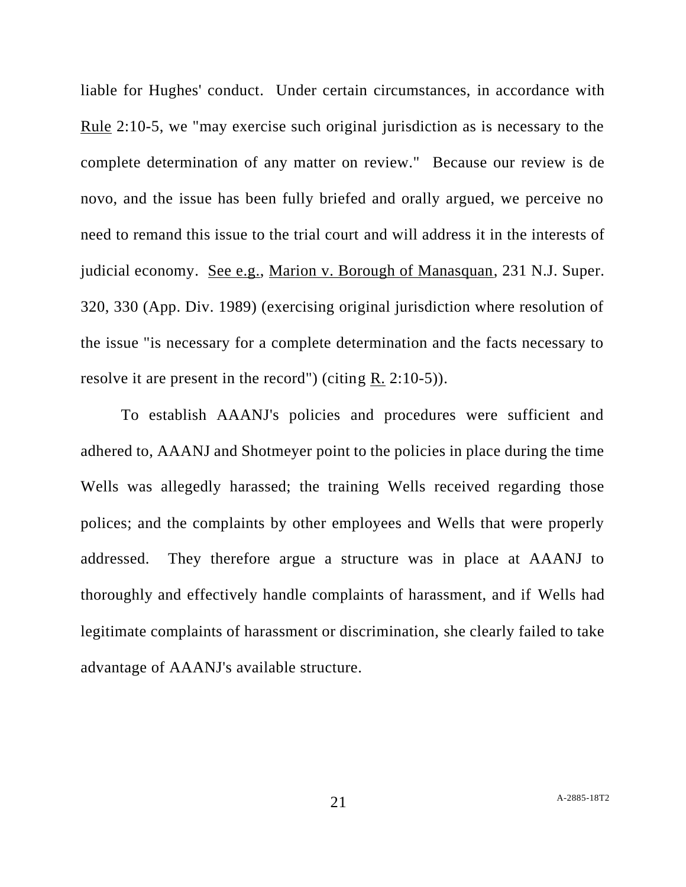liable for Hughes' conduct. Under certain circumstances, in accordance with Rule 2:10-5, we "may exercise such original jurisdiction as is necessary to the complete determination of any matter on review." Because our review is de novo, and the issue has been fully briefed and orally argued, we perceive no need to remand this issue to the trial court and will address it in the interests of judicial economy. See e.g., Marion v. Borough of Manasquan, 231 N.J. Super. 320, 330 (App. Div. 1989) (exercising original jurisdiction where resolution of the issue "is necessary for a complete determination and the facts necessary to resolve it are present in the record") (citing R. 2:10-5)).

To establish AAANJ's policies and procedures were sufficient and adhered to, AAANJ and Shotmeyer point to the policies in place during the time Wells was allegedly harassed; the training Wells received regarding those polices; and the complaints by other employees and Wells that were properly addressed. They therefore argue a structure was in place at AAANJ to thoroughly and effectively handle complaints of harassment, and if Wells had legitimate complaints of harassment or discrimination, she clearly failed to take advantage of AAANJ's available structure.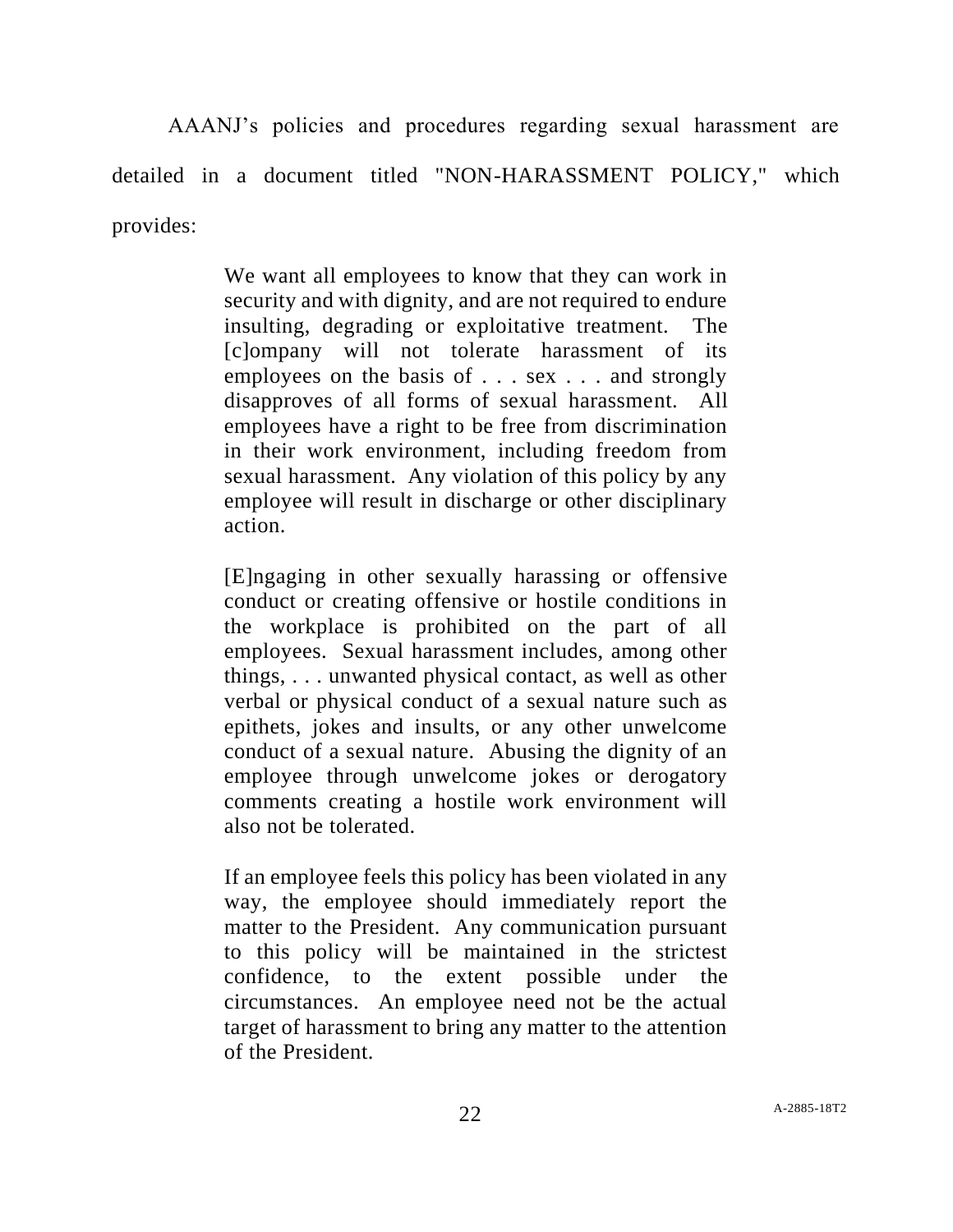AAANJ's policies and procedures regarding sexual harassment are detailed in a document titled "NON-HARASSMENT POLICY," which provides:

> We want all employees to know that they can work in security and with dignity, and are not required to endure insulting, degrading or exploitative treatment. The [c]ompany will not tolerate harassment of its employees on the basis of . . . sex . . . and strongly disapproves of all forms of sexual harassment. All employees have a right to be free from discrimination in their work environment, including freedom from sexual harassment. Any violation of this policy by any employee will result in discharge or other disciplinary action.
>
> [E]ngaging in other sexually harassing or offensive conduct or creating offensive or hostile conditions in the workplace is prohibited on the part of all employees. Sexual harassment includes, among other things, . . . unwanted physical contact, as well as other verbal or physical conduct of a sexual nature such as epithets, jokes and insults, or any other unwelcome conduct of a sexual nature. Abusing the dignity of an employee through unwelcome jokes or derogatory comments creating a hostile work environment will also not be tolerated.
>
> If an employee feels this policy has been violated in any way, the employee should immediately report the matter to the President. Any communication pursuant to this policy will be maintained in the strictest confidence, to the extent possible under the circumstances. An employee need not be the actual target of harassment to bring any matter to the attention of the President.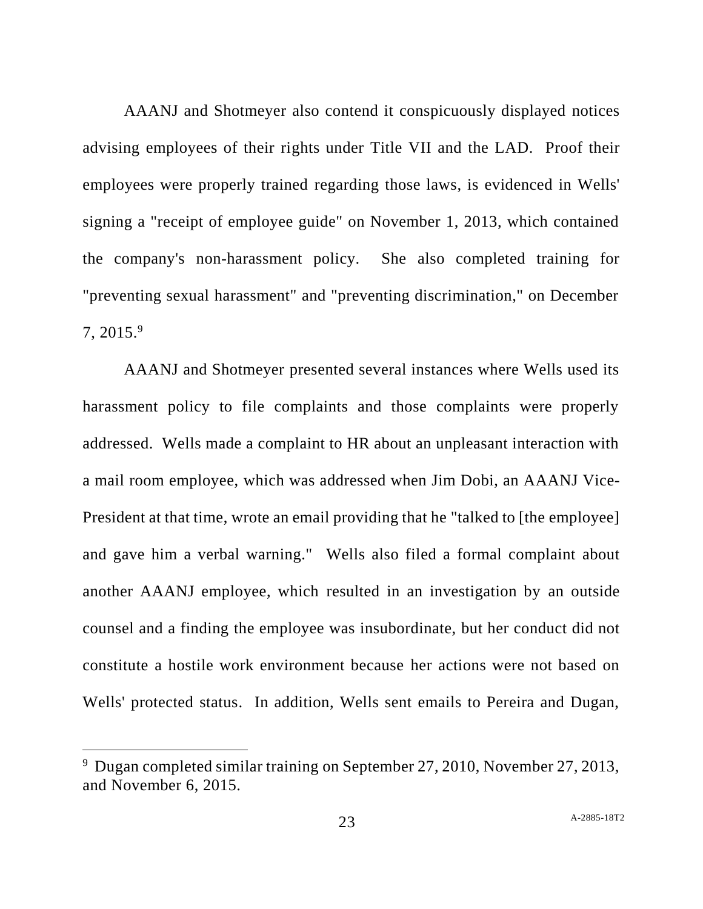AAANJ and Shotmeyer also contend it conspicuously displayed notices advising employees of their rights under Title VII and the LAD. Proof their employees were properly trained regarding those laws, is evidenced in Wells' signing a "receipt of employee guide" on November 1, 2013, which contained the company's non-harassment policy. She also completed training for "preventing sexual harassment" and "preventing discrimination," on December 7, 2015.[9]

AAANJ and Shotmeyer presented several instances where Wells used its harassment policy to file complaints and those complaints were properly addressed. Wells made a complaint to HR about an unpleasant interaction with a mail room employee, which was addressed when Jim Dobi, an AAANJ Vice-President at that time, wrote an email providing that he "talked to [the employee] and gave him a verbal warning." Wells also filed a formal complaint about another AAANJ employee, which resulted in an investigation by an outside counsel and a finding the employee was insubordinate, but her conduct did not constitute a hostile work environment because her actions were not based on Wells' protected status. In addition, Wells sent emails to Pereira and Dugan,

---

[9] Dugan completed similar training on September 27, 2010, November 27, 2013, and November 6, 2015.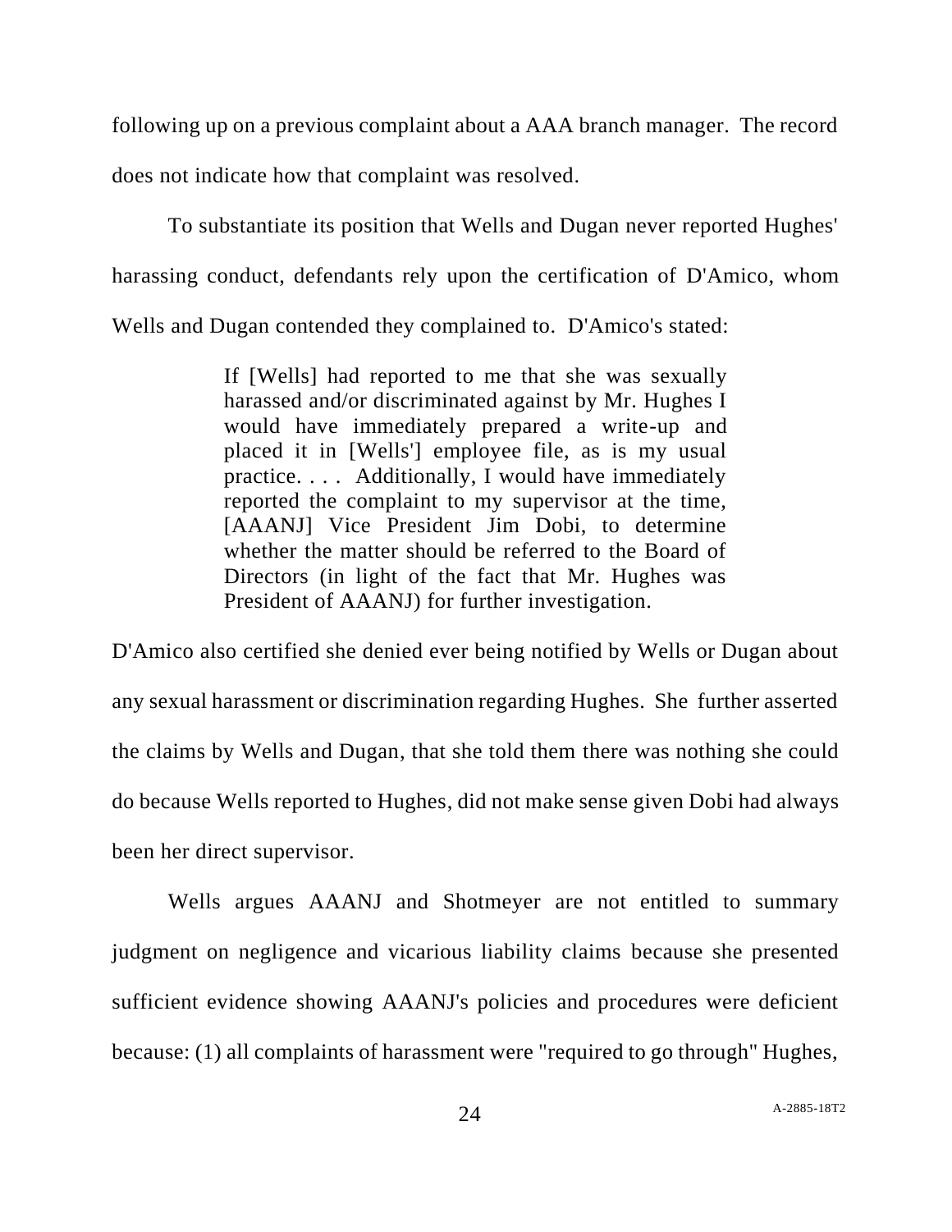following up on a previous complaint about a AAA branch manager. The record does not indicate how that complaint was resolved.

To substantiate its position that Wells and Dugan never reported Hughes' harassing conduct, defendants rely upon the certification of D'Amico, whom Wells and Dugan contended they complained to. D'Amico's stated:

> If [Wells] had reported to me that she was sexually harassed and/or discriminated against by Mr. Hughes I would have immediately prepared a write-up and placed it in [Wells'] employee file, as is my usual practice. . . . Additionally, I would have immediately reported the complaint to my supervisor at the time, [AAANJ] Vice President Jim Dobi, to determine whether the matter should be referred to the Board of Directors (in light of the fact that Mr. Hughes was President of AAANJ) for further investigation.

D'Amico also certified she denied ever being notified by Wells or Dugan about any sexual harassment or discrimination regarding Hughes. She further asserted the claims by Wells and Dugan, that she told them there was nothing she could do because Wells reported to Hughes, did not make sense given Dobi had always been her direct supervisor.

Wells argues AAANJ and Shotmeyer are not entitled to summary judgment on negligence and vicarious liability claims because she presented sufficient evidence showing AAANJ's policies and procedures were deficient because: (1) all complaints of harassment were "required to go through" Hughes,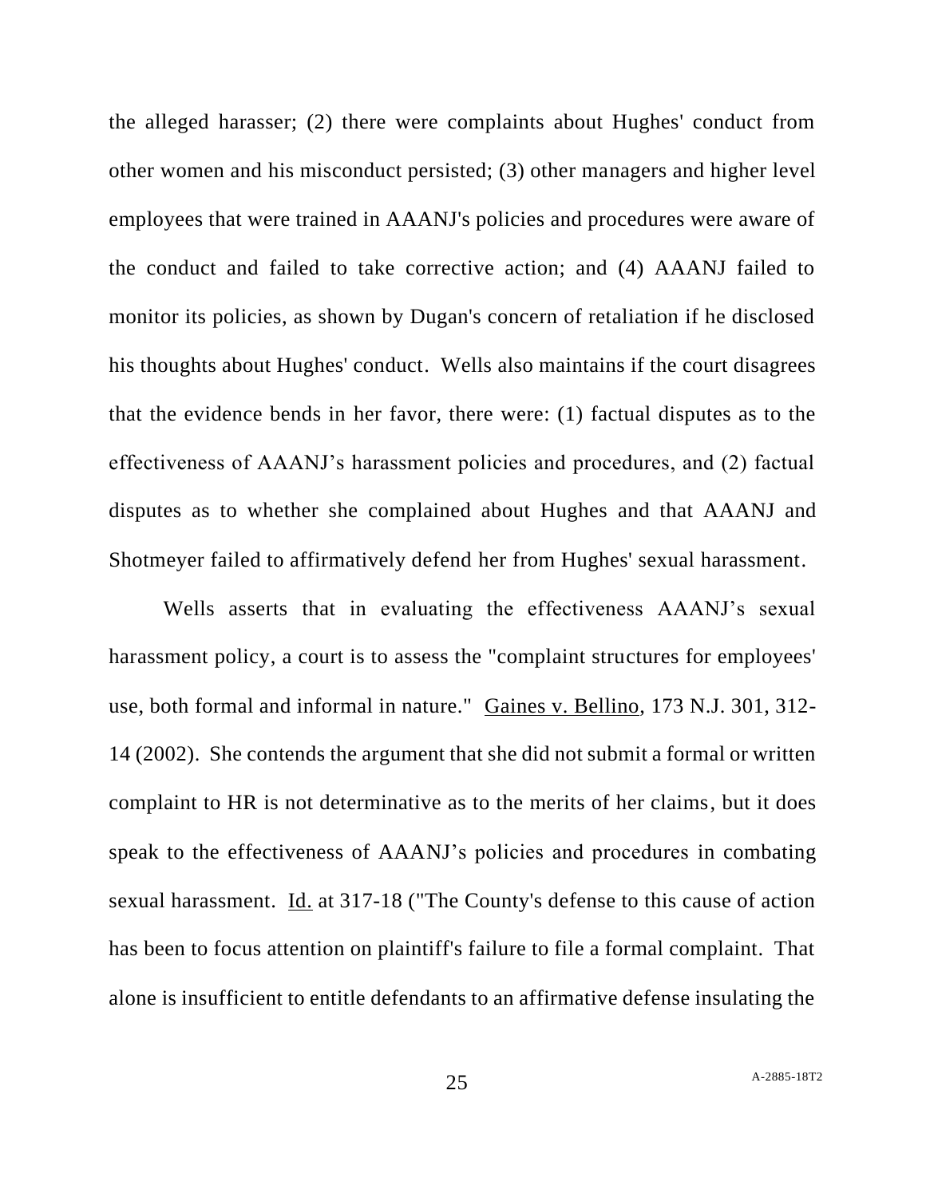the alleged harasser; (2) there were complaints about Hughes' conduct from other women and his misconduct persisted; (3) other managers and higher level employees that were trained in AAANJ's policies and procedures were aware of the conduct and failed to take corrective action; and (4) AAANJ failed to monitor its policies, as shown by Dugan's concern of retaliation if he disclosed his thoughts about Hughes' conduct. Wells also maintains if the court disagrees that the evidence bends in her favor, there were: (1) factual disputes as to the effectiveness of AAANJ's harassment policies and procedures, and (2) factual disputes as to whether she complained about Hughes and that AAANJ and Shotmeyer failed to affirmatively defend her from Hughes' sexual harassment.

Wells asserts that in evaluating the effectiveness AAANJ's sexual harassment policy, a court is to assess the "complaint structures for employees' use, both formal and informal in nature." Gaines v. Bellino, 173 N.J. 301, 312-14 (2002). She contends the argument that she did not submit a formal or written complaint to HR is not determinative as to the merits of her claims, but it does speak to the effectiveness of AAANJ's policies and procedures in combating sexual harassment. Id. at 317-18 ("The County's defense to this cause of action has been to focus attention on plaintiff's failure to file a formal complaint. That alone is insufficient to entitle defendants to an affirmative defense insulating the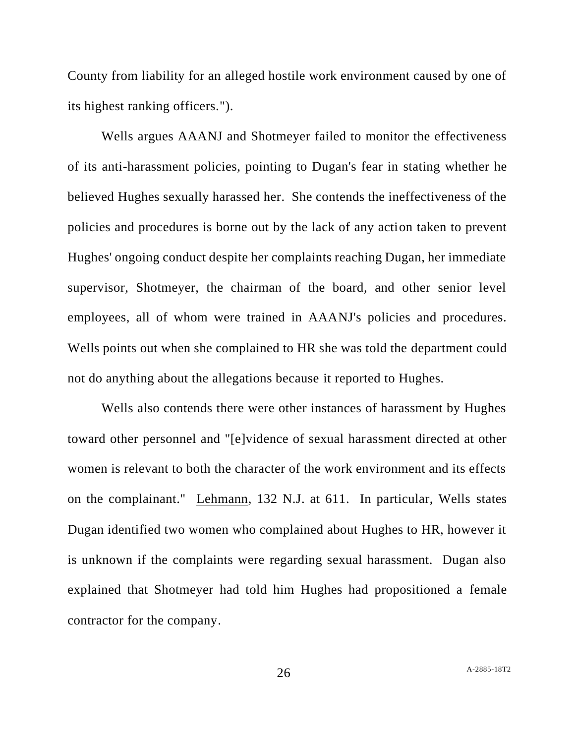County from liability for an alleged hostile work environment caused by one of its highest ranking officers.").

Wells argues AAANJ and Shotmeyer failed to monitor the effectiveness of its anti-harassment policies, pointing to Dugan's fear in stating whether he believed Hughes sexually harassed her. She contends the ineffectiveness of the policies and procedures is borne out by the lack of any action taken to prevent Hughes' ongoing conduct despite her complaints reaching Dugan, her immediate supervisor, Shotmeyer, the chairman of the board, and other senior level employees, all of whom were trained in AAANJ's policies and procedures. Wells points out when she complained to HR she was told the department could not do anything about the allegations because it reported to Hughes.

Wells also contends there were other instances of harassment by Hughes toward other personnel and "[e]vidence of sexual harassment directed at other women is relevant to both the character of the work environment and its effects on the complainant." Lehmann, 132 N.J. at 611. In particular, Wells states Dugan identified two women who complained about Hughes to HR, however it is unknown if the complaints were regarding sexual harassment. Dugan also explained that Shotmeyer had told him Hughes had propositioned a female contractor for the company.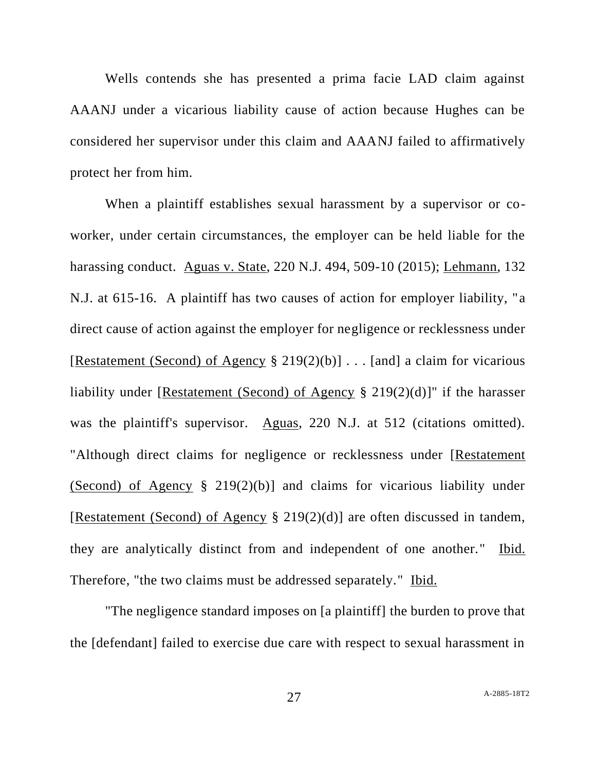Wells contends she has presented a prima facie LAD claim against AAANJ under a vicarious liability cause of action because Hughes can be considered her supervisor under this claim and AAANJ failed to affirmatively protect her from him.

When a plaintiff establishes sexual harassment by a supervisor or co-worker, under certain circumstances, the employer can be held liable for the harassing conduct. Aguas v. State, 220 N.J. 494, 509-10 (2015); Lehmann, 132 N.J. at 615-16. A plaintiff has two causes of action for employer liability, "a direct cause of action against the employer for negligence or recklessness under [Restatement (Second) of Agency § 219(2)(b)] . . . [and] a claim for vicarious liability under [Restatement (Second) of Agency § 219(2)(d)]" if the harasser was the plaintiff's supervisor. Aguas, 220 N.J. at 512 (citations omitted). "Although direct claims for negligence or recklessness under [Restatement (Second) of Agency § 219(2)(b)] and claims for vicarious liability under [Restatement (Second) of Agency § 219(2)(d)] are often discussed in tandem, they are analytically distinct from and independent of one another." Ibid. Therefore, "the two claims must be addressed separately." Ibid.

"The negligence standard imposes on [a plaintiff] the burden to prove that the [defendant] failed to exercise due care with respect to sexual harassment in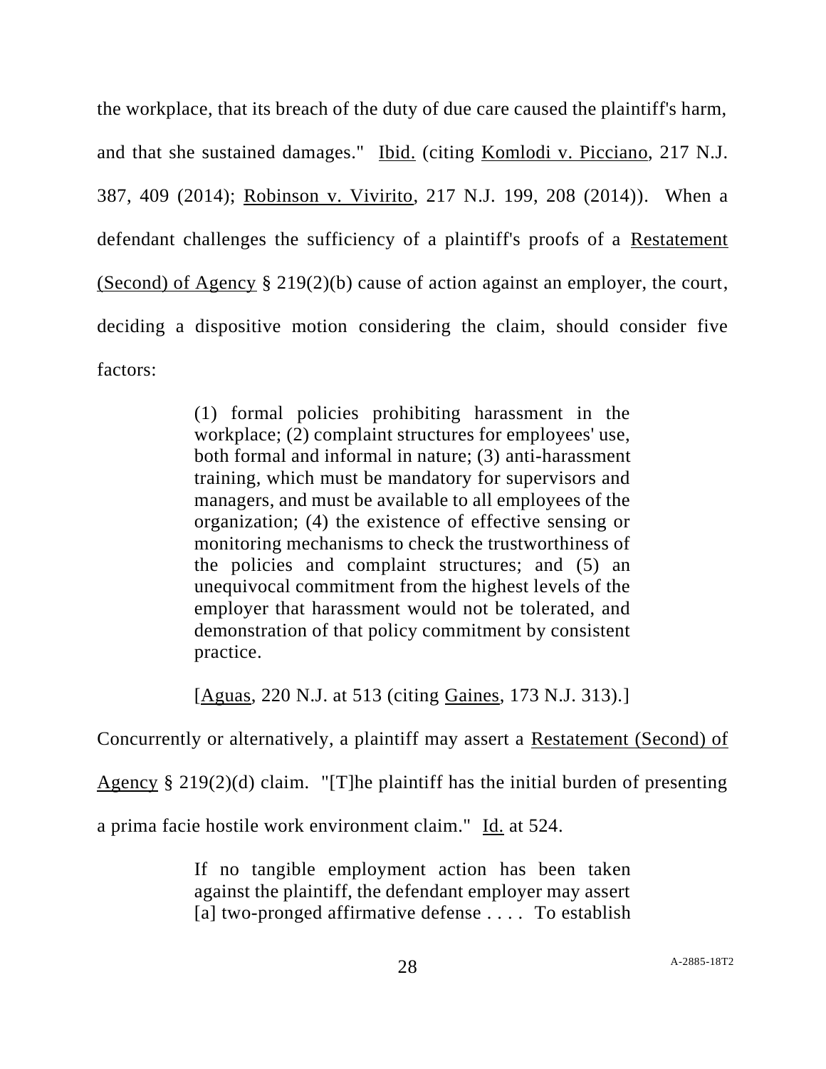the workplace, that its breach of the duty of due care caused the plaintiff's harm, and that she sustained damages." Ibid. (citing Komlodi v. Picciano, 217 N.J. 387, 409 (2014); Robinson v. Vivirito, 217 N.J. 199, 208 (2014)). When a defendant challenges the sufficiency of a plaintiff's proofs of a Restatement (Second) of Agency § 219(2)(b) cause of action against an employer, the court, deciding a dispositive motion considering the claim, should consider five factors:

> (1) formal policies prohibiting harassment in the workplace; (2) complaint structures for employees' use, both formal and informal in nature; (3) anti-harassment training, which must be mandatory for supervisors and managers, and must be available to all employees of the organization; (4) the existence of effective sensing or monitoring mechanisms to check the trustworthiness of the policies and complaint structures; and (5) an unequivocal commitment from the highest levels of the employer that harassment would not be tolerated, and demonstration of that policy commitment by consistent practice.
>
> [Aguas, 220 N.J. at 513 (citing Gaines, 173 N.J. 313).]

Concurrently or alternatively, a plaintiff may assert a Restatement (Second) of Agency § 219(2)(d) claim. "[T]he plaintiff has the initial burden of presenting a prima facie hostile work environment claim." Id. at 524.

> If no tangible employment action has been taken against the plaintiff, the defendant employer may assert [a] two-pronged affirmative defense . . . . To establish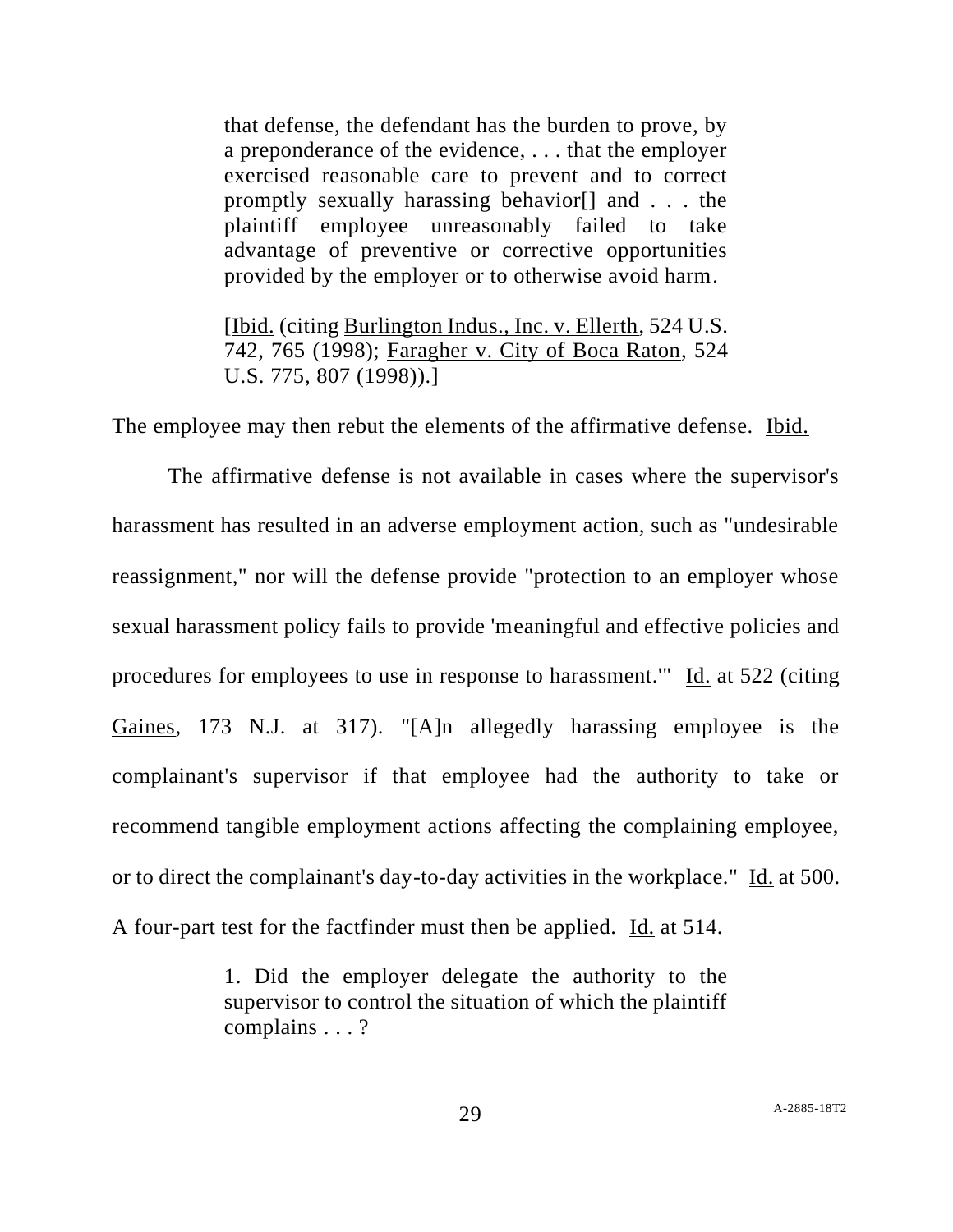> that defense, the defendant has the burden to prove, by a preponderance of the evidence, . . . that the employer exercised reasonable care to prevent and to correct promptly sexually harassing behavior[] and . . . the plaintiff employee unreasonably failed to take advantage of preventive or corrective opportunities provided by the employer or to otherwise avoid harm.
>
> [Ibid. (citing Burlington Indus., Inc. v. Ellerth, 524 U.S. 742, 765 (1998); Faragher v. City of Boca Raton, 524 U.S. 775, 807 (1998)).]

The employee may then rebut the elements of the affirmative defense. Ibid.

The affirmative defense is not available in cases where the supervisor's harassment has resulted in an adverse employment action, such as "undesirable reassignment," nor will the defense provide "protection to an employer whose sexual harassment policy fails to provide 'meaningful and effective policies and procedures for employees to use in response to harassment.'" Id. at 522 (citing Gaines, 173 N.J. at 317). "[A]n allegedly harassing employee is the complainant's supervisor if that employee had the authority to take or recommend tangible employment actions affecting the complaining employee, or to direct the complainant's day-to-day activities in the workplace." Id. at 500. A four-part test for the factfinder must then be applied. Id. at 514.

> 1. Did the employer delegate the authority to the supervisor to control the situation of which the plaintiff complains . . . ?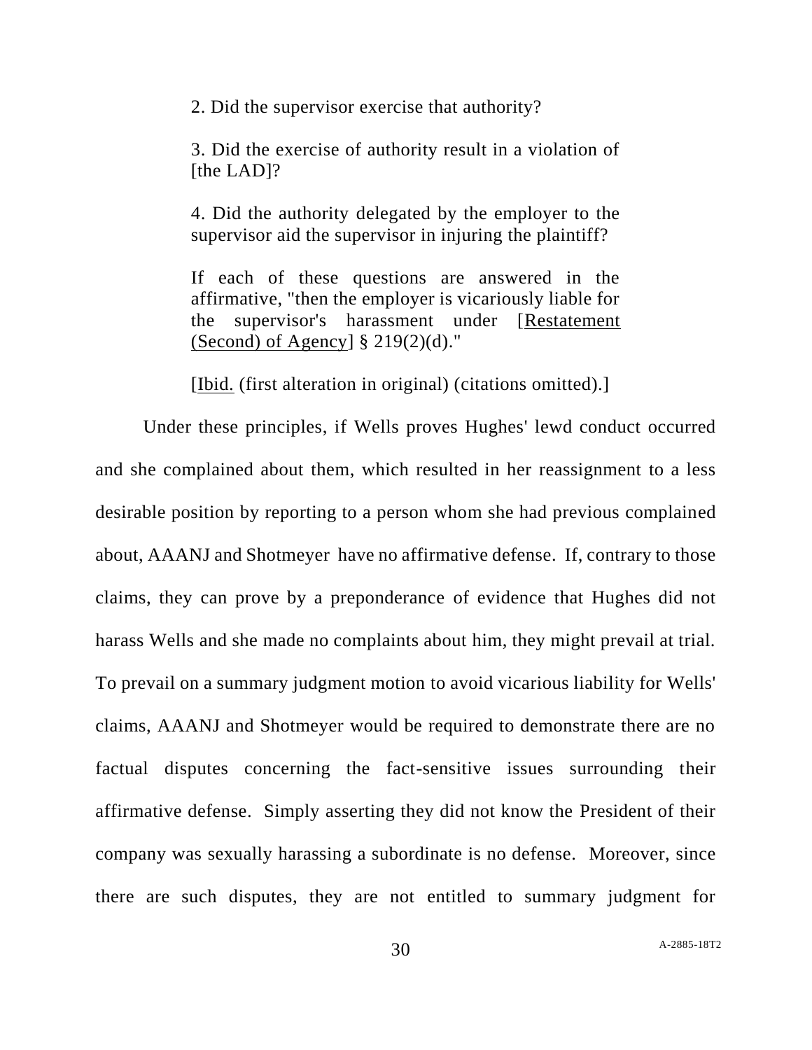> 2. Did the supervisor exercise that authority?
>
> 3. Did the exercise of authority result in a violation of [the LAD]?
>
> 4. Did the authority delegated by the employer to the supervisor aid the supervisor in injuring the plaintiff?
>
> If each of these questions are answered in the affirmative, "then the employer is vicariously liable for the supervisor's harassment under [Restatement (Second) of Agency] § 219(2)(d)."
>
> [Ibid. (first alteration in original) (citations omitted).]

Under these principles, if Wells proves Hughes' lewd conduct occurred and she complained about them, which resulted in her reassignment to a less desirable position by reporting to a person whom she had previous complained about, AAANJ and Shotmeyer have no affirmative defense. If, contrary to those claims, they can prove by a preponderance of evidence that Hughes did not harass Wells and she made no complaints about him, they might prevail at trial. To prevail on a summary judgment motion to avoid vicarious liability for Wells' claims, AAANJ and Shotmeyer would be required to demonstrate there are no factual disputes concerning the fact-sensitive issues surrounding their affirmative defense. Simply asserting they did not know the President of their company was sexually harassing a subordinate is no defense. Moreover, since there are such disputes, they are not entitled to summary judgment for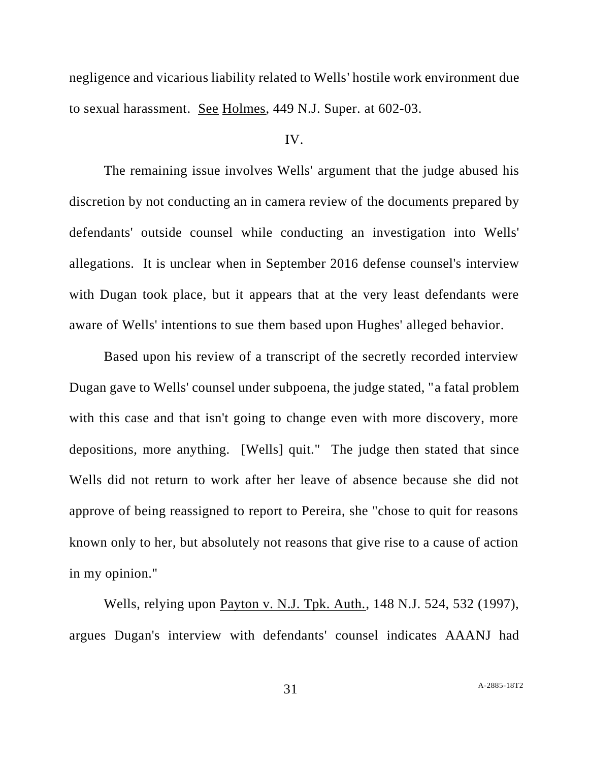negligence and vicarious liability related to Wells' hostile work environment due to sexual harassment. See Holmes, 449 N.J. Super. at 602-03.

IV.

The remaining issue involves Wells' argument that the judge abused his discretion by not conducting an in camera review of the documents prepared by defendants' outside counsel while conducting an investigation into Wells' allegations. It is unclear when in September 2016 defense counsel's interview with Dugan took place, but it appears that at the very least defendants were aware of Wells' intentions to sue them based upon Hughes' alleged behavior.

Based upon his review of a transcript of the secretly recorded interview Dugan gave to Wells' counsel under subpoena, the judge stated, "a fatal problem with this case and that isn't going to change even with more discovery, more depositions, more anything. [Wells] quit." The judge then stated that since Wells did not return to work after her leave of absence because she did not approve of being reassigned to report to Pereira, she "chose to quit for reasons known only to her, but absolutely not reasons that give rise to a cause of action in my opinion."

Wells, relying upon Payton v. N.J. Tpk. Auth., 148 N.J. 524, 532 (1997), argues Dugan's interview with defendants' counsel indicates AAANJ had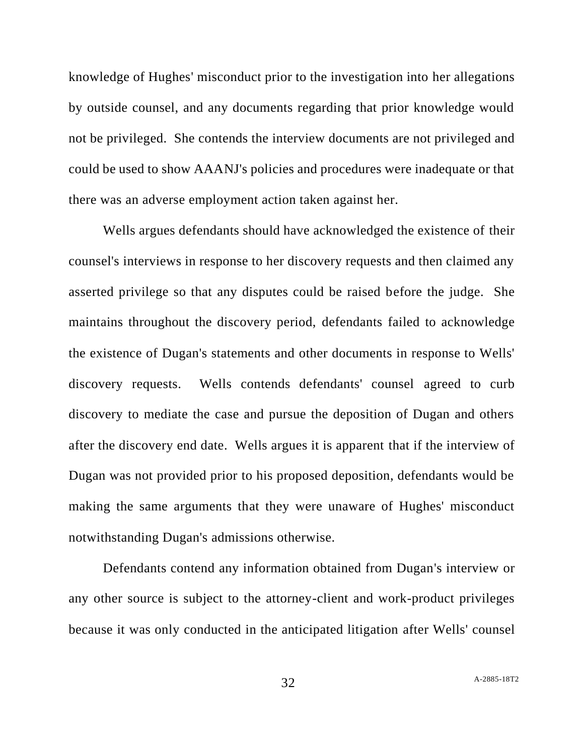knowledge of Hughes' misconduct prior to the investigation into her allegations by outside counsel, and any documents regarding that prior knowledge would not be privileged. She contends the interview documents are not privileged and could be used to show AAANJ's policies and procedures were inadequate or that there was an adverse employment action taken against her.

Wells argues defendants should have acknowledged the existence of their counsel's interviews in response to her discovery requests and then claimed any asserted privilege so that any disputes could be raised before the judge. She maintains throughout the discovery period, defendants failed to acknowledge the existence of Dugan's statements and other documents in response to Wells' discovery requests. Wells contends defendants' counsel agreed to curb discovery to mediate the case and pursue the deposition of Dugan and others after the discovery end date. Wells argues it is apparent that if the interview of Dugan was not provided prior to his proposed deposition, defendants would be making the same arguments that they were unaware of Hughes' misconduct notwithstanding Dugan's admissions otherwise.

Defendants contend any information obtained from Dugan's interview or any other source is subject to the attorney-client and work-product privileges because it was only conducted in the anticipated litigation after Wells' counsel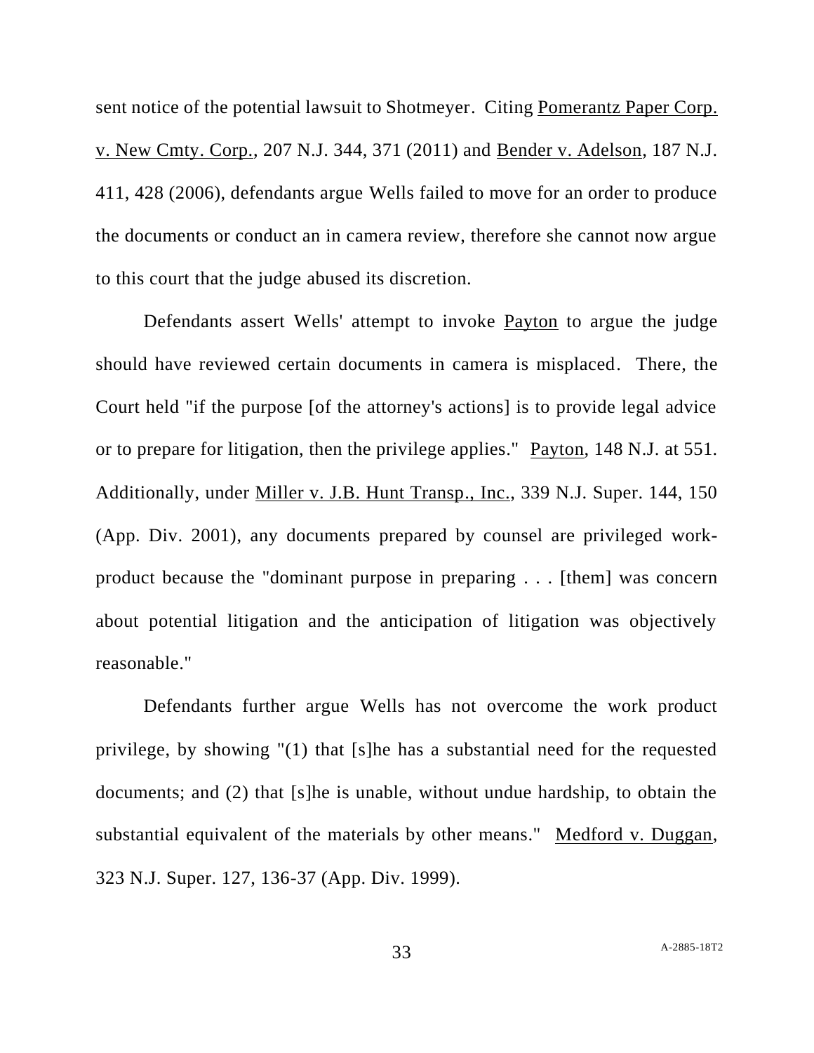sent notice of the potential lawsuit to Shotmeyer. Citing Pomerantz Paper Corp. v. New Cmty. Corp., 207 N.J. 344, 371 (2011) and Bender v. Adelson, 187 N.J. 411, 428 (2006), defendants argue Wells failed to move for an order to produce the documents or conduct an in camera review, therefore she cannot now argue to this court that the judge abused its discretion.

Defendants assert Wells' attempt to invoke Payton to argue the judge should have reviewed certain documents in camera is misplaced. There, the Court held "if the purpose [of the attorney's actions] is to provide legal advice or to prepare for litigation, then the privilege applies." Payton, 148 N.J. at 551. Additionally, under Miller v. J.B. Hunt Transp., Inc., 339 N.J. Super. 144, 150 (App. Div. 2001), any documents prepared by counsel are privileged work-product because the "dominant purpose in preparing . . . [them] was concern about potential litigation and the anticipation of litigation was objectively reasonable."

Defendants further argue Wells has not overcome the work product privilege, by showing "(1) that [s]he has a substantial need for the requested documents; and (2) that [s]he is unable, without undue hardship, to obtain the substantial equivalent of the materials by other means." Medford v. Duggan, 323 N.J. Super. 127, 136-37 (App. Div. 1999).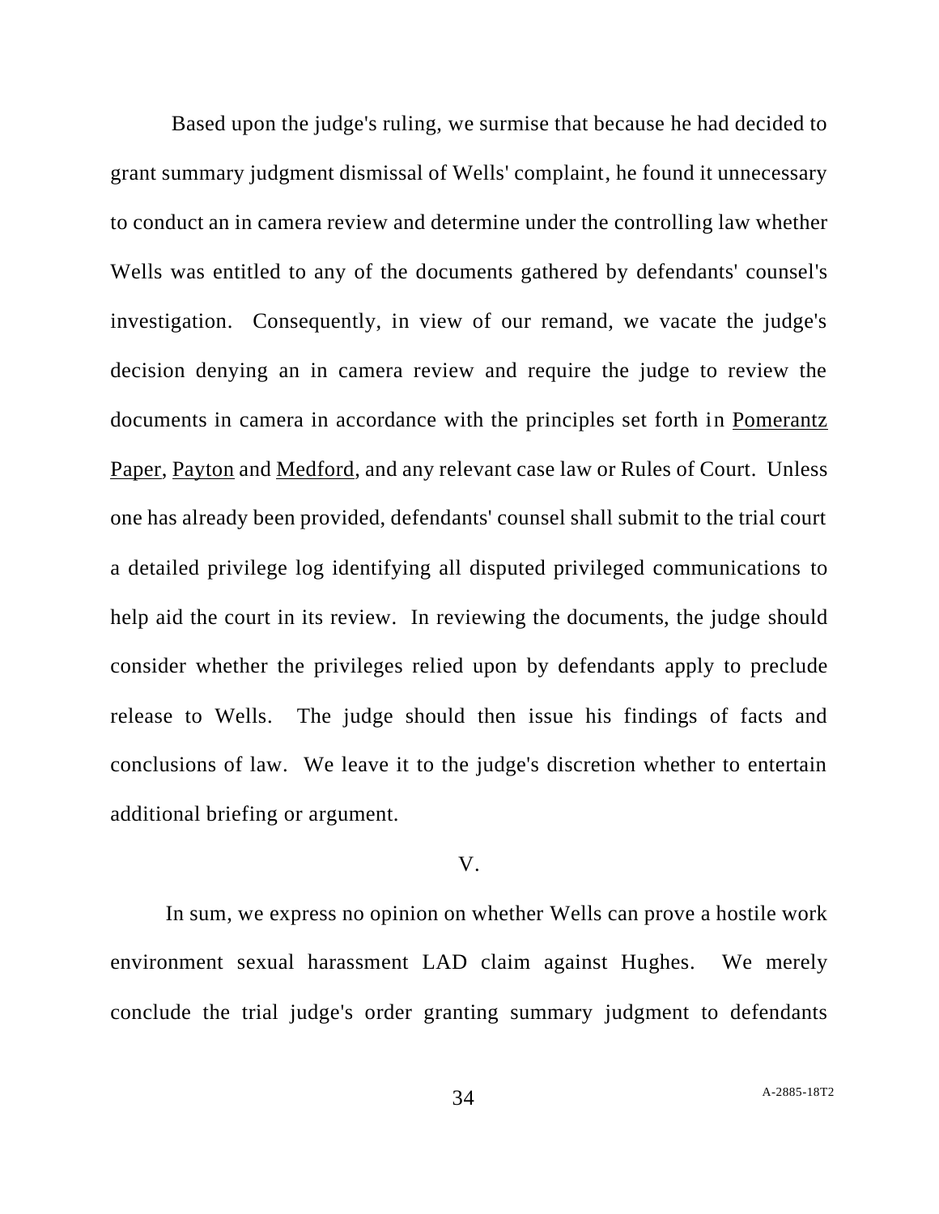Based upon the judge's ruling, we surmise that because he had decided to grant summary judgment dismissal of Wells' complaint, he found it unnecessary to conduct an in camera review and determine under the controlling law whether Wells was entitled to any of the documents gathered by defendants' counsel's investigation. Consequently, in view of our remand, we vacate the judge's decision denying an in camera review and require the judge to review the documents in camera in accordance with the principles set forth in Pomerantz Paper, Payton and Medford, and any relevant case law or Rules of Court. Unless one has already been provided, defendants' counsel shall submit to the trial court a detailed privilege log identifying all disputed privileged communications to help aid the court in its review. In reviewing the documents, the judge should consider whether the privileges relied upon by defendants apply to preclude release to Wells. The judge should then issue his findings of facts and conclusions of law. We leave it to the judge's discretion whether to entertain additional briefing or argument.

V.

In sum, we express no opinion on whether Wells can prove a hostile work environment sexual harassment LAD claim against Hughes. We merely conclude the trial judge's order granting summary judgment to defendants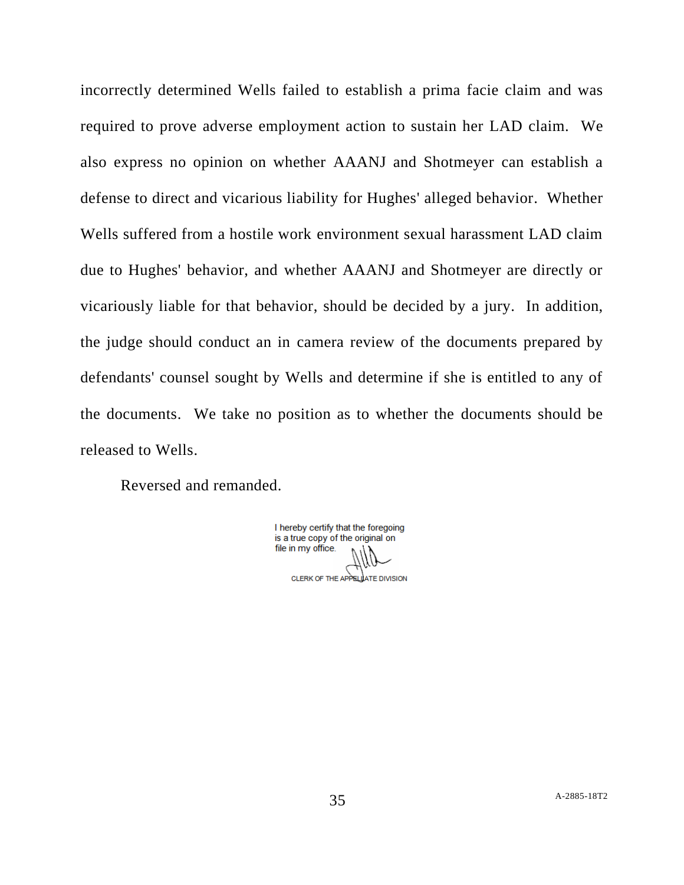incorrectly determined Wells failed to establish a prima facie claim and was required to prove adverse employment action to sustain her LAD claim. We also express no opinion on whether AAANJ and Shotmeyer can establish a defense to direct and vicarious liability for Hughes' alleged behavior. Whether Wells suffered from a hostile work environment sexual harassment LAD claim due to Hughes' behavior, and whether AAANJ and Shotmeyer are directly or vicariously liable for that behavior, should be decided by a jury. In addition, the judge should conduct an in camera review of the documents prepared by defendants' counsel sought by Wells and determine if she is entitled to any of the documents. We take no position as to whether the documents should be released to Wells.

Reversed and remanded.

I hereby certify that the foregoing is a true copy of the original on file in my office.

CLERK OF THE APPELLATE DIVISION

A-2885-18T2